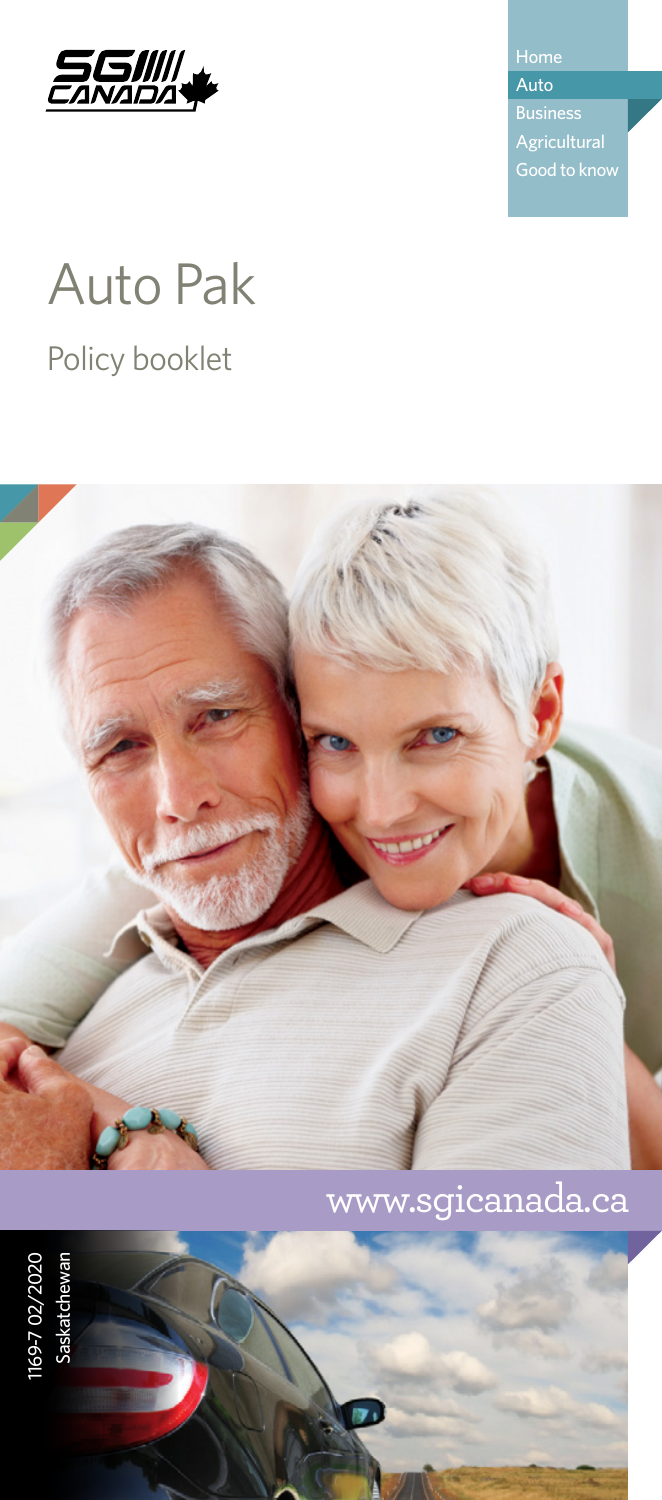SGI CANADA

Home
Auto
Business
Agricultural
Good to know

# Auto Pak

## Policy booklet

www.sgicanada.ca

1169-7 02/2020
Saskatchewan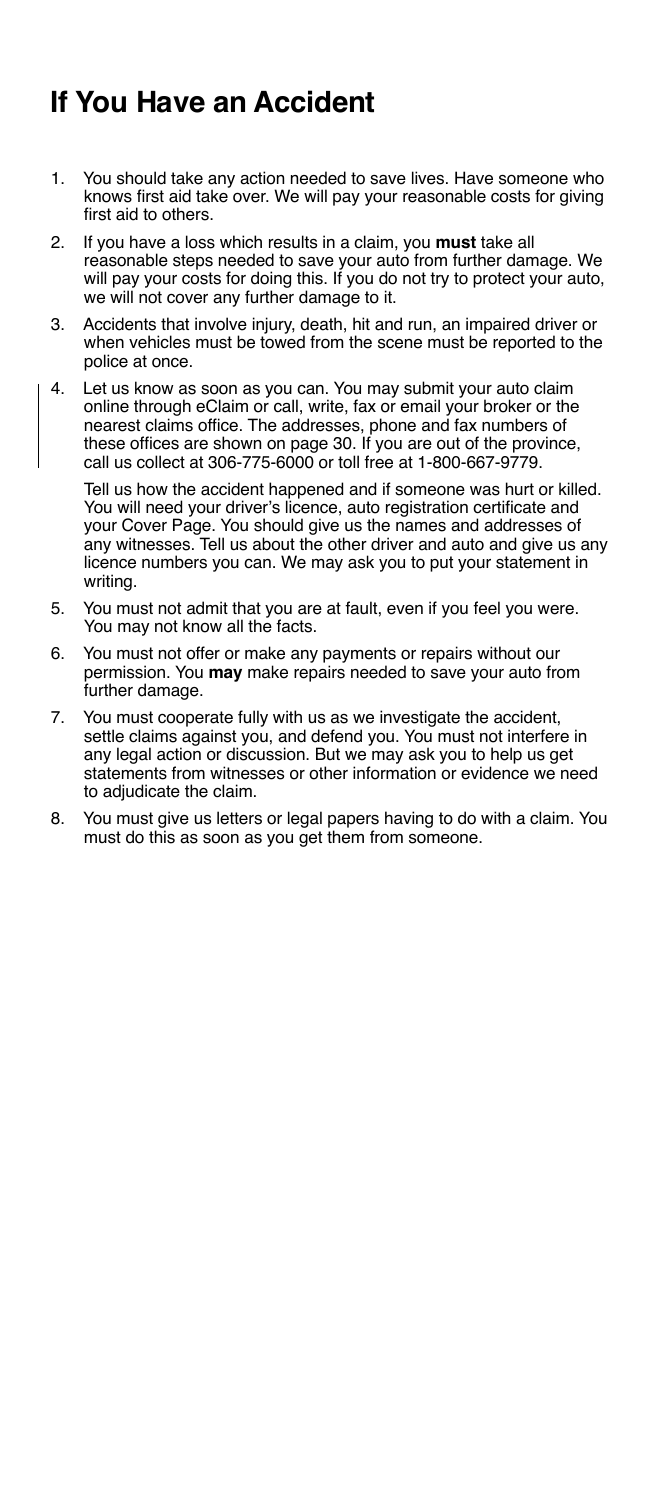# If You Have an Accident

1. You should take any action needed to save lives. Have someone who knows first aid take over. We will pay your reasonable costs for giving first aid to others.
2. If you have a loss which results in a claim, you **must** take all reasonable steps needed to save your auto from further damage. We will pay your costs for doing this. If you do not try to protect your auto, we will not cover any further damage to it.
3. Accidents that involve injury, death, hit and run, an impaired driver or when vehicles must be towed from the scene must be reported to the police at once.
4. Let us know as soon as you can. You may submit your auto claim online through eClaim or call, write, fax or email your broker or the nearest claims office. The addresses, phone and fax numbers of these offices are shown on page 30. If you are out of the province, call us collect at 306-775-6000 or toll free at 1-800-667-9779.

   Tell us how the accident happened and if someone was hurt or killed. You will need your driver's licence, auto registration certificate and your Cover Page. You should give us the names and addresses of any witnesses. Tell us about the other driver and auto and give us any licence numbers you can. We may ask you to put your statement in writing.
5. You must not admit that you are at fault, even if you feel you were. You may not know all the facts.
6. You must not offer or make any payments or repairs without our permission. You **may** make repairs needed to save your auto from further damage.
7. You must cooperate fully with us as we investigate the accident, settle claims against you, and defend you. You must not interfere in any legal action or discussion. But we may ask you to help us get statements from witnesses or other information or evidence we need to adjudicate the claim.
8. You must give us letters or legal papers having to do with a claim. You must do this as soon as you get them from someone.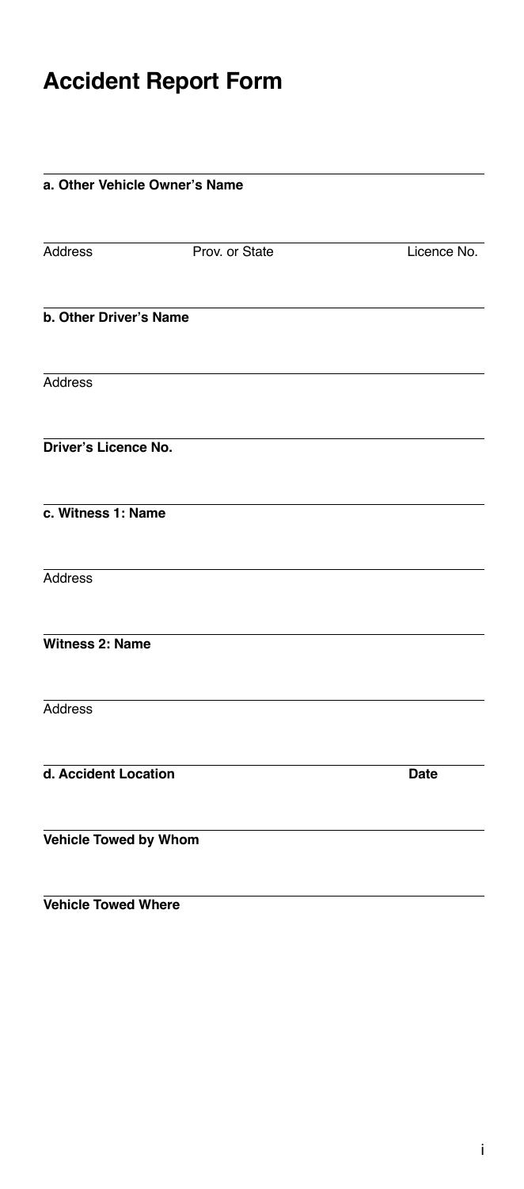# Accident Report Form

**a. Other Vehicle Owner's Name**

Address | Prov. or State | Licence No.

**b. Other Driver's Name**

Address

**Driver's Licence No.**

**c. Witness 1: Name**

Address

**Witness 2: Name**

Address

**d. Accident Location** | **Date**

**Vehicle Towed by Whom**

**Vehicle Towed Where**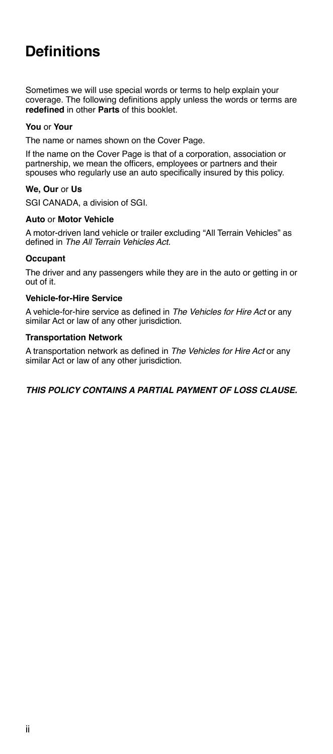# Definitions

Sometimes we will use special words or terms to help explain your coverage. The following definitions apply unless the words or terms are **redefined** in other **Parts** of this booklet.

**You** or **Your**

The name or names shown on the Cover Page.

If the name on the Cover Page is that of a corporation, association or partnership, we mean the officers, employees or partners and their spouses who regularly use an auto specifically insured by this policy.

**We, Our** or **Us**

SGI CANADA, a division of SGI.

**Auto** or **Motor Vehicle**

A motor-driven land vehicle or trailer excluding "All Terrain Vehicles" as defined in *The All Terrain Vehicles Act*.

**Occupant**

The driver and any passengers while they are in the auto or getting in or out of it.

**Vehicle-for-Hire Service**

A vehicle-for-hire service as defined in *The Vehicles for Hire Act* or any similar Act or law of any other jurisdiction.

**Transportation Network**

A transportation network as defined in *The Vehicles for Hire Act* or any similar Act or law of any other jurisdiction.

***THIS POLICY CONTAINS A PARTIAL PAYMENT OF LOSS CLAUSE.***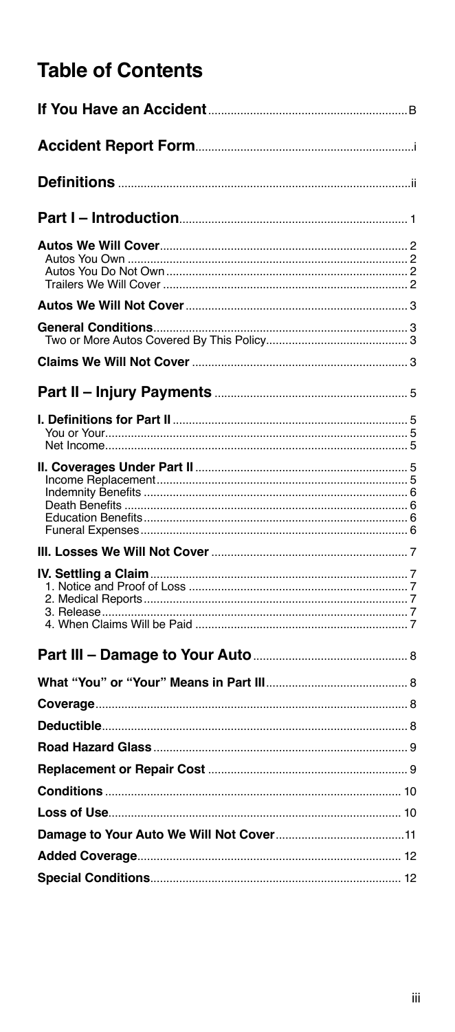# Table of Contents

| | |
|---|---|
| **If You Have an Accident** | B |
| **Accident Report Form** | i |
| **Definitions** | ii |
| **Part I – Introduction** | 1 |
| **Autos We Will Cover** | 2 |
| Autos You Own | 2 |
| Autos You Do Not Own | 2 |
| Trailers We Will Cover | 2 |
| **Autos We Will Not Cover** | 3 |
| **General Conditions** | 3 |
| Two or More Autos Covered By This Policy | 3 |
| **Claims We Will Not Cover** | 3 |
| **Part II – Injury Payments** | 5 |
| **I. Definitions for Part II** | 5 |
| You or Your | 5 |
| Net Income | 5 |
| **II. Coverages Under Part II** | 5 |
| Income Replacement | 5 |
| Indemnity Benefits | 6 |
| Death Benefits | 6 |
| Education Benefits | 6 |
| Funeral Expenses | 6 |
| **III. Losses We Will Not Cover** | 7 |
| **IV. Settling a Claim** | 7 |
| 1. Notice and Proof of Loss | 7 |
| 2. Medical Reports | 7 |
| 3. Release | 7 |
| 4. When Claims Will be Paid | 7 |
| **Part III – Damage to Your Auto** | 8 |
| **What "You" or "Your" Means in Part III** | 8 |
| **Coverage** | 8 |
| **Deductible** | 8 |
| **Road Hazard Glass** | 9 |
| **Replacement or Repair Cost** | 9 |
| **Conditions** | 10 |
| **Loss of Use** | 10 |
| **Damage to Your Auto We Will Not Cover** | 11 |
| **Added Coverage** | 12 |
| **Special Conditions** | 12 |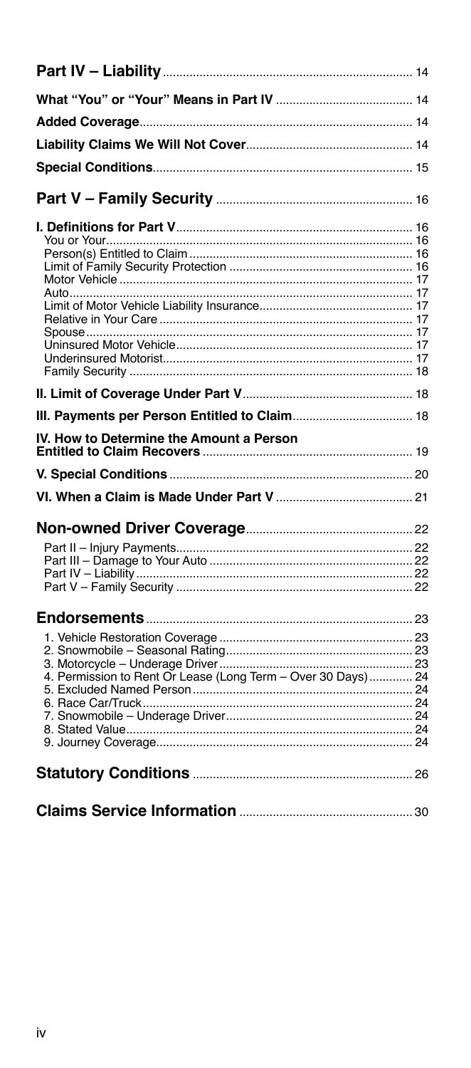| | |
|---|---|
| **Part IV – Liability** | 14 |
| **What "You" or "Your" Means in Part IV** | 14 |
| **Added Coverage** | 14 |
| **Liability Claims We Will Not Cover** | 14 |
| **Special Conditions** | 15 |
| **Part V – Family Security** | 16 |
| **I. Definitions for Part V** | 16 |
| You or Your | 16 |
| Person(s) Entitled to Claim | 16 |
| Limit of Family Security Protection | 16 |
| Motor Vehicle | 17 |
| Auto | 17 |
| Limit of Motor Vehicle Liability Insurance | 17 |
| Relative in Your Care | 17 |
| Spouse | 17 |
| Uninsured Motor Vehicle | 17 |
| Underinsured Motorist | 17 |
| Family Security | 18 |
| **II. Limit of Coverage Under Part V** | 18 |
| **III. Payments per Person Entitled to Claim** | 18 |
| **IV. How to Determine the Amount a Person Entitled to Claim Recovers** | 19 |
| **V. Special Conditions** | 20 |
| **VI. When a Claim is Made Under Part V** | 21 |
| **Non-owned Driver Coverage** | 22 |
| Part II – Injury Payments | 22 |
| Part III – Damage to Your Auto | 22 |
| Part IV – Liability | 22 |
| Part V – Family Security | 22 |
| **Endorsements** | 23 |
| 1. Vehicle Restoration Coverage | 23 |
| 2. Snowmobile – Seasonal Rating | 23 |
| 3. Motorcycle – Underage Driver | 23 |
| 4. Permission to Rent Or Lease (Long Term – Over 30 Days) | 24 |
| 5. Excluded Named Person | 24 |
| 6. Race Car/Truck | 24 |
| 7. Snowmobile – Underage Driver | 24 |
| 8. Stated Value | 24 |
| 9. Journey Coverage | 24 |
| **Statutory Conditions** | 26 |
| **Claims Service Information** | 30 |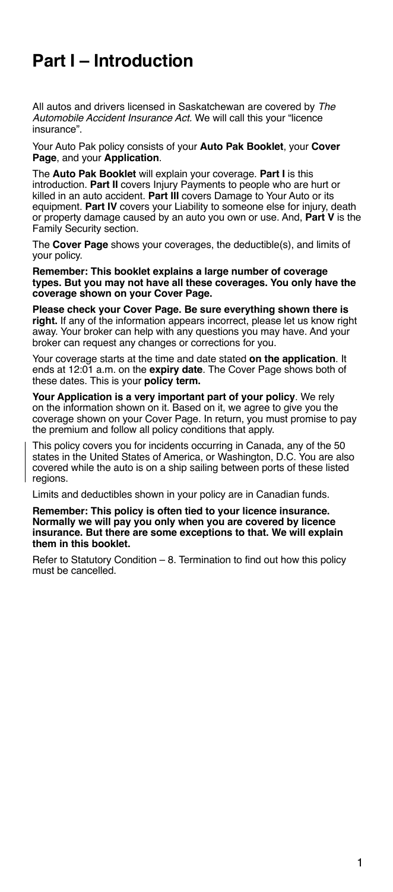# Part I – Introduction

All autos and drivers licensed in Saskatchewan are covered by *The Automobile Accident Insurance Act*. We will call this your "licence insurance".

Your Auto Pak policy consists of your **Auto Pak Booklet**, your **Cover Page**, and your **Application**.

The **Auto Pak Booklet** will explain your coverage. **Part I** is this introduction. **Part II** covers Injury Payments to people who are hurt or killed in an auto accident. **Part III** covers Damage to Your Auto or its equipment. **Part IV** covers your Liability to someone else for injury, death or property damage caused by an auto you own or use. And, **Part V** is the Family Security section.

The **Cover Page** shows your coverages, the deductible(s), and limits of your policy.

**Remember: This booklet explains a large number of coverage types. But you may not have all these coverages. You only have the coverage shown on your Cover Page.**

**Please check your Cover Page. Be sure everything shown there is right.** If any of the information appears incorrect, please let us know right away. Your broker can help with any questions you may have. And your broker can request any changes or corrections for you.

Your coverage starts at the time and date stated **on the application**. It ends at 12:01 a.m. on the **expiry date**. The Cover Page shows both of these dates. This is your **policy term.**

**Your Application is a very important part of your policy**. We rely on the information shown on it. Based on it, we agree to give you the coverage shown on your Cover Page. In return, you must promise to pay the premium and follow all policy conditions that apply.

This policy covers you for incidents occurring in Canada, any of the 50 states in the United States of America, or Washington, D.C. You are also covered while the auto is on a ship sailing between ports of these listed regions.

Limits and deductibles shown in your policy are in Canadian funds.

**Remember: This policy is often tied to your licence insurance. Normally we will pay you only when you are covered by licence insurance. But there are some exceptions to that. We will explain them in this booklet.**

Refer to Statutory Condition – 8. Termination to find out how this policy must be cancelled.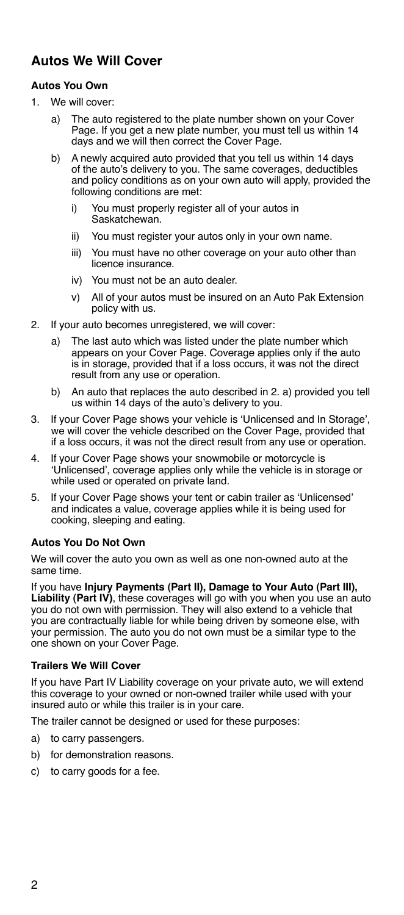## Autos We Will Cover

### Autos You Own

1. We will cover:
   a) The auto registered to the plate number shown on your Cover Page. If you get a new plate number, you must tell us within 14 days and we will then correct the Cover Page.
   b) A newly acquired auto provided that you tell us within 14 days of the auto's delivery to you. The same coverages, deductibles and policy conditions as on your own auto will apply, provided the following conditions are met:
      i) You must properly register all of your autos in Saskatchewan.
      ii) You must register your autos only in your own name.
      iii) You must have no other coverage on your auto other than licence insurance.
      iv) You must not be an auto dealer.
      v) All of your autos must be insured on an Auto Pak Extension policy with us.
2. If your auto becomes unregistered, we will cover:
   a) The last auto which was listed under the plate number which appears on your Cover Page. Coverage applies only if the auto is in storage, provided that if a loss occurs, it was not the direct result from any use or operation.
   b) An auto that replaces the auto described in 2. a) provided you tell us within 14 days of the auto's delivery to you.
3. If your Cover Page shows your vehicle is 'Unlicensed and In Storage', we will cover the vehicle described on the Cover Page, provided that if a loss occurs, it was not the direct result from any use or operation.
4. If your Cover Page shows your snowmobile or motorcycle is 'Unlicensed', coverage applies only while the vehicle is in storage or while used or operated on private land.
5. If your Cover Page shows your tent or cabin trailer as 'Unlicensed' and indicates a value, coverage applies while it is being used for cooking, sleeping and eating.

### Autos You Do Not Own

We will cover the auto you own as well as one non-owned auto at the same time.

If you have **Injury Payments (Part II), Damage to Your Auto (Part III), Liability (Part IV)**, these coverages will go with you when you use an auto you do not own with permission. They will also extend to a vehicle that you are contractually liable for while being driven by someone else, with your permission. The auto you do not own must be a similar type to the one shown on your Cover Page.

### Trailers We Will Cover

If you have Part IV Liability coverage on your private auto, we will extend this coverage to your owned or non-owned trailer while used with your insured auto or while this trailer is in your care.

The trailer cannot be designed or used for these purposes:

a) to carry passengers.
b) for demonstration reasons.
c) to carry goods for a fee.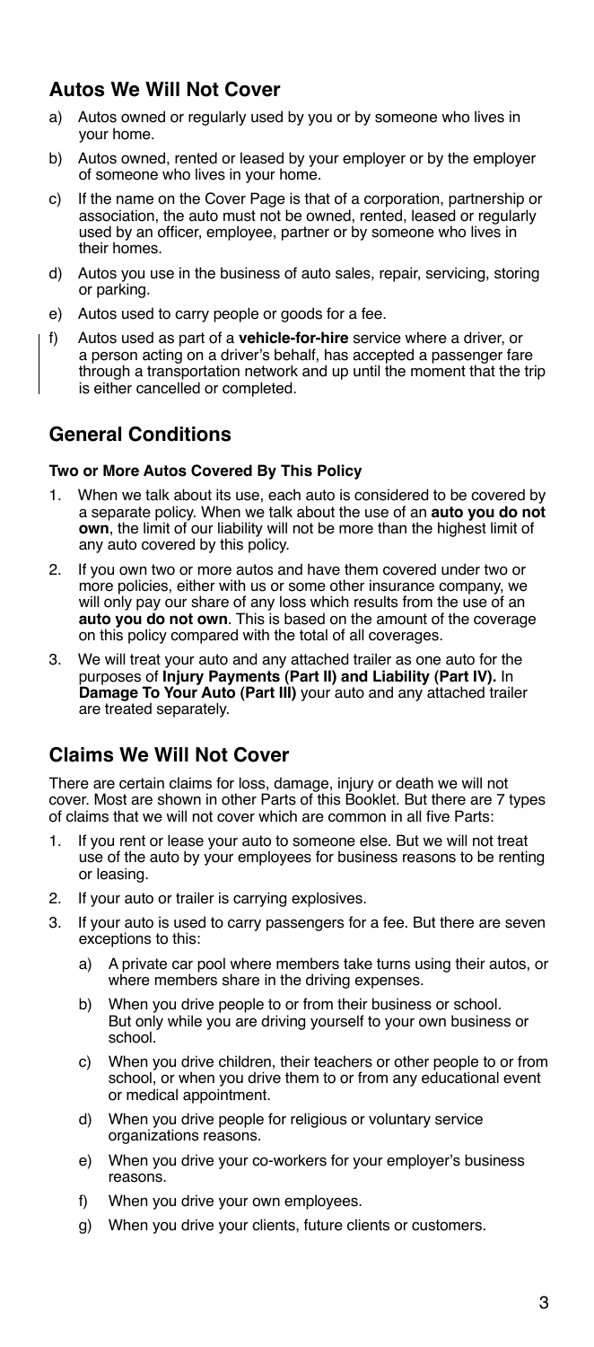## Autos We Will Not Cover

a) Autos owned or regularly used by you or by someone who lives in your home.

b) Autos owned, rented or leased by your employer or by the employer of someone who lives in your home.

c) If the name on the Cover Page is that of a corporation, partnership or association, the auto must not be owned, rented, leased or regularly used by an officer, employee, partner or by someone who lives in their homes.

d) Autos you use in the business of auto sales, repair, servicing, storing or parking.

e) Autos used to carry people or goods for a fee.

f) Autos used as part of a **vehicle-for-hire** service where a driver, or a person acting on a driver's behalf, has accepted a passenger fare through a transportation network and up until the moment that the trip is either cancelled or completed.

## General Conditions

**Two or More Autos Covered By This Policy**

1. When we talk about its use, each auto is considered to be covered by a separate policy. When we talk about the use of an **auto you do not own**, the limit of our liability will not be more than the highest limit of any auto covered by this policy.

2. If you own two or more autos and have them covered under two or more policies, either with us or some other insurance company, we will only pay our share of any loss which results from the use of an **auto you do not own**. This is based on the amount of the coverage on this policy compared with the total of all coverages.

3. We will treat your auto and any attached trailer as one auto for the purposes of **Injury Payments (Part II) and Liability (Part IV).** In **Damage To Your Auto (Part III)** your auto and any attached trailer are treated separately.

## Claims We Will Not Cover

There are certain claims for loss, damage, injury or death we will not cover. Most are shown in other Parts of this Booklet. But there are 7 types of claims that we will not cover which are common in all five Parts:

1. If you rent or lease your auto to someone else. But we will not treat use of the auto by your employees for business reasons to be renting or leasing.

2. If your auto or trailer is carrying explosives.

3. If your auto is used to carry passengers for a fee. But there are seven exceptions to this:

   a) A private car pool where members take turns using their autos, or where members share in the driving expenses.

   b) When you drive people to or from their business or school. But only while you are driving yourself to your own business or school.

   c) When you drive children, their teachers or other people to or from school, or when you drive them to or from any educational event or medical appointment.

   d) When you drive people for religious or voluntary service organizations reasons.

   e) When you drive your co-workers for your employer's business reasons.

   f) When you drive your own employees.

   g) When you drive your clients, future clients or customers.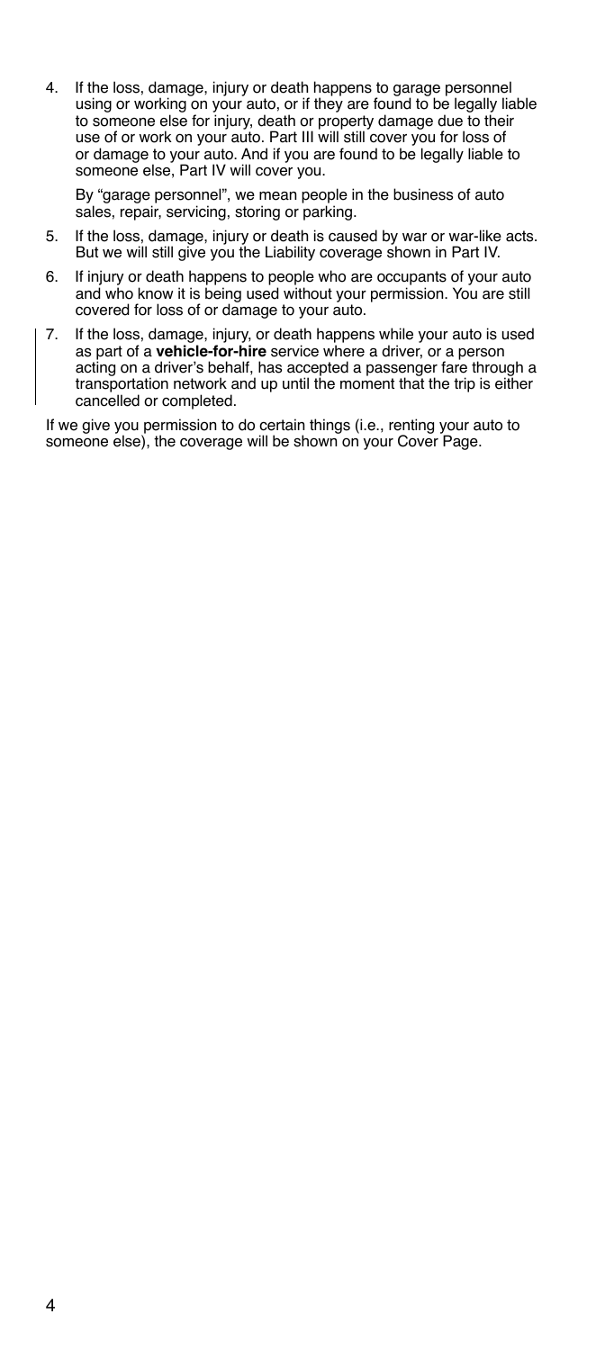4. If the loss, damage, injury or death happens to garage personnel using or working on your auto, or if they are found to be legally liable to someone else for injury, death or property damage due to their use of or work on your auto. Part III will still cover you for loss of or damage to your auto. And if you are found to be legally liable to someone else, Part IV will cover you.

   By "garage personnel", we mean people in the business of auto sales, repair, servicing, storing or parking.

5. If the loss, damage, injury or death is caused by war or war-like acts. But we will still give you the Liability coverage shown in Part IV.

6. If injury or death happens to people who are occupants of your auto and who know it is being used without your permission. You are still covered for loss of or damage to your auto.

7. If the loss, damage, injury, or death happens while your auto is used as part of a **vehicle-for-hire** service where a driver, or a person acting on a driver's behalf, has accepted a passenger fare through a transportation network and up until the moment that the trip is either cancelled or completed.

If we give you permission to do certain things (i.e., renting your auto to someone else), the coverage will be shown on your Cover Page.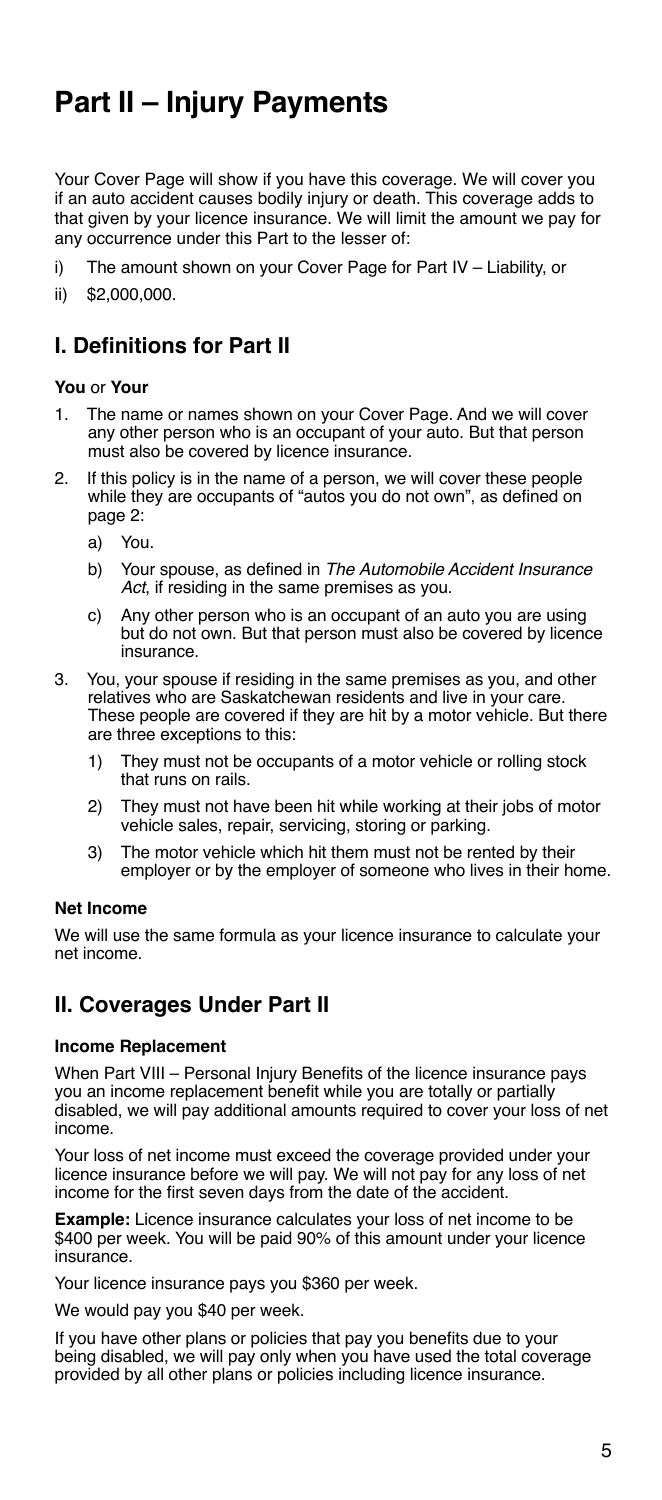# Part II – Injury Payments

Your Cover Page will show if you have this coverage. We will cover you if an auto accident causes bodily injury or death. This coverage adds to that given by your licence insurance. We will limit the amount we pay for any occurrence under this Part to the lesser of:

i) The amount shown on your Cover Page for Part IV – Liability, or

ii) $2,000,000.

## I. Definitions for Part II

**You** or **Your**

1. The name or names shown on your Cover Page. And we will cover any other person who is an occupant of your auto. But that person must also be covered by licence insurance.
2. If this policy is in the name of a person, we will cover these people while they are occupants of "autos you do not own", as defined on page 2:
   a) You.
   b) Your spouse, as defined in *The Automobile Accident Insurance Act*, if residing in the same premises as you.
   c) Any other person who is an occupant of an auto you are using but do not own. But that person must also be covered by licence insurance.
3. You, your spouse if residing in the same premises as you, and other relatives who are Saskatchewan residents and live in your care. These people are covered if they are hit by a motor vehicle. But there are three exceptions to this:
   1) They must not be occupants of a motor vehicle or rolling stock that runs on rails.
   2) They must not have been hit while working at their jobs of motor vehicle sales, repair, servicing, storing or parking.
   3) The motor vehicle which hit them must not be rented by their employer or by the employer of someone who lives in their home.

**Net Income**

We will use the same formula as your licence insurance to calculate your net income.

## II. Coverages Under Part II

**Income Replacement**

When Part VIII – Personal Injury Benefits of the licence insurance pays you an income replacement benefit while you are totally or partially disabled, we will pay additional amounts required to cover your loss of net income.

Your loss of net income must exceed the coverage provided under your licence insurance before we will pay. We will not pay for any loss of net income for the first seven days from the date of the accident.

**Example:** Licence insurance calculates your loss of net income to be $400 per week. You will be paid 90% of this amount under your licence insurance.

Your licence insurance pays you $360 per week.

We would pay you $40 per week.

If you have other plans or policies that pay you benefits due to your being disabled, we will pay only when you have used the total coverage provided by all other plans or policies including licence insurance.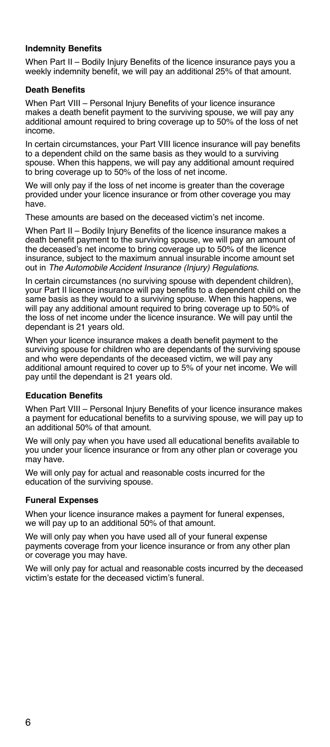### Indemnity Benefits

When Part II – Bodily Injury Benefits of the licence insurance pays you a weekly indemnity benefit, we will pay an additional 25% of that amount.

### Death Benefits

When Part VIII – Personal Injury Benefits of your licence insurance makes a death benefit payment to the surviving spouse, we will pay any additional amount required to bring coverage up to 50% of the loss of net income.

In certain circumstances, your Part VIII licence insurance will pay benefits to a dependent child on the same basis as they would to a surviving spouse. When this happens, we will pay any additional amount required to bring coverage up to 50% of the loss of net income.

We will only pay if the loss of net income is greater than the coverage provided under your licence insurance or from other coverage you may have.

These amounts are based on the deceased victim's net income.

When Part II – Bodily Injury Benefits of the licence insurance makes a death benefit payment to the surviving spouse, we will pay an amount of the deceased's net income to bring coverage up to 50% of the licence insurance, subject to the maximum annual insurable income amount set out in *The Automobile Accident Insurance (Injury) Regulations*.

In certain circumstances (no surviving spouse with dependent children), your Part II licence insurance will pay benefits to a dependent child on the same basis as they would to a surviving spouse. When this happens, we will pay any additional amount required to bring coverage up to 50% of the loss of net income under the licence insurance. We will pay until the dependant is 21 years old.

When your licence insurance makes a death benefit payment to the surviving spouse for children who are dependants of the surviving spouse and who were dependants of the deceased victim, we will pay any additional amount required to cover up to 5% of your net income. We will pay until the dependant is 21 years old.

### Education Benefits

When Part VIII – Personal Injury Benefits of your licence insurance makes a payment for educational benefits to a surviving spouse, we will pay up to an additional 50% of that amount.

We will only pay when you have used all educational benefits available to you under your licence insurance or from any other plan or coverage you may have.

We will only pay for actual and reasonable costs incurred for the education of the surviving spouse.

### Funeral Expenses

When your licence insurance makes a payment for funeral expenses, we will pay up to an additional 50% of that amount.

We will only pay when you have used all of your funeral expense payments coverage from your licence insurance or from any other plan or coverage you may have.

We will only pay for actual and reasonable costs incurred by the deceased victim's estate for the deceased victim's funeral.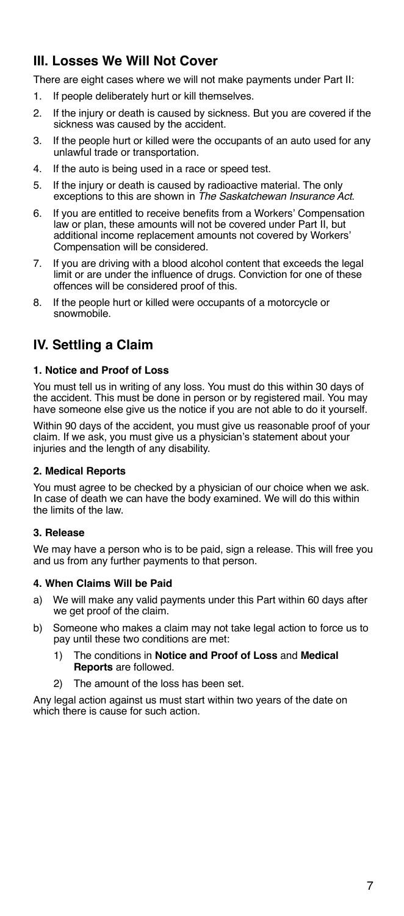## III. Losses We Will Not Cover

There are eight cases where we will not make payments under Part II:

1. If people deliberately hurt or kill themselves.
2. If the injury or death is caused by sickness. But you are covered if the sickness was caused by the accident.
3. If the people hurt or killed were the occupants of an auto used for any unlawful trade or transportation.
4. If the auto is being used in a race or speed test.
5. If the injury or death is caused by radioactive material. The only exceptions to this are shown in *The Saskatchewan Insurance Act*.
6. If you are entitled to receive benefits from a Workers' Compensation law or plan, these amounts will not be covered under Part II, but additional income replacement amounts not covered by Workers' Compensation will be considered.
7. If you are driving with a blood alcohol content that exceeds the legal limit or are under the influence of drugs. Conviction for one of these offences will be considered proof of this.
8. If the people hurt or killed were occupants of a motorcycle or snowmobile.

## IV. Settling a Claim

#### 1. Notice and Proof of Loss

You must tell us in writing of any loss. You must do this within 30 days of the accident. This must be done in person or by registered mail. You may have someone else give us the notice if you are not able to do it yourself.

Within 90 days of the accident, you must give us reasonable proof of your claim. If we ask, you must give us a physician's statement about your injuries and the length of any disability.

#### 2. Medical Reports

You must agree to be checked by a physician of our choice when we ask. In case of death we can have the body examined. We will do this within the limits of the law.

#### 3. Release

We may have a person who is to be paid, sign a release. This will free you and us from any further payments to that person.

#### 4. When Claims Will be Paid

a) We will make any valid payments under this Part within 60 days after we get proof of the claim.
b) Someone who makes a claim may not take legal action to force us to pay until these two conditions are met:
    1) The conditions in **Notice and Proof of Loss** and **Medical Reports** are followed.
    2) The amount of the loss has been set.

Any legal action against us must start within two years of the date on which there is cause for such action.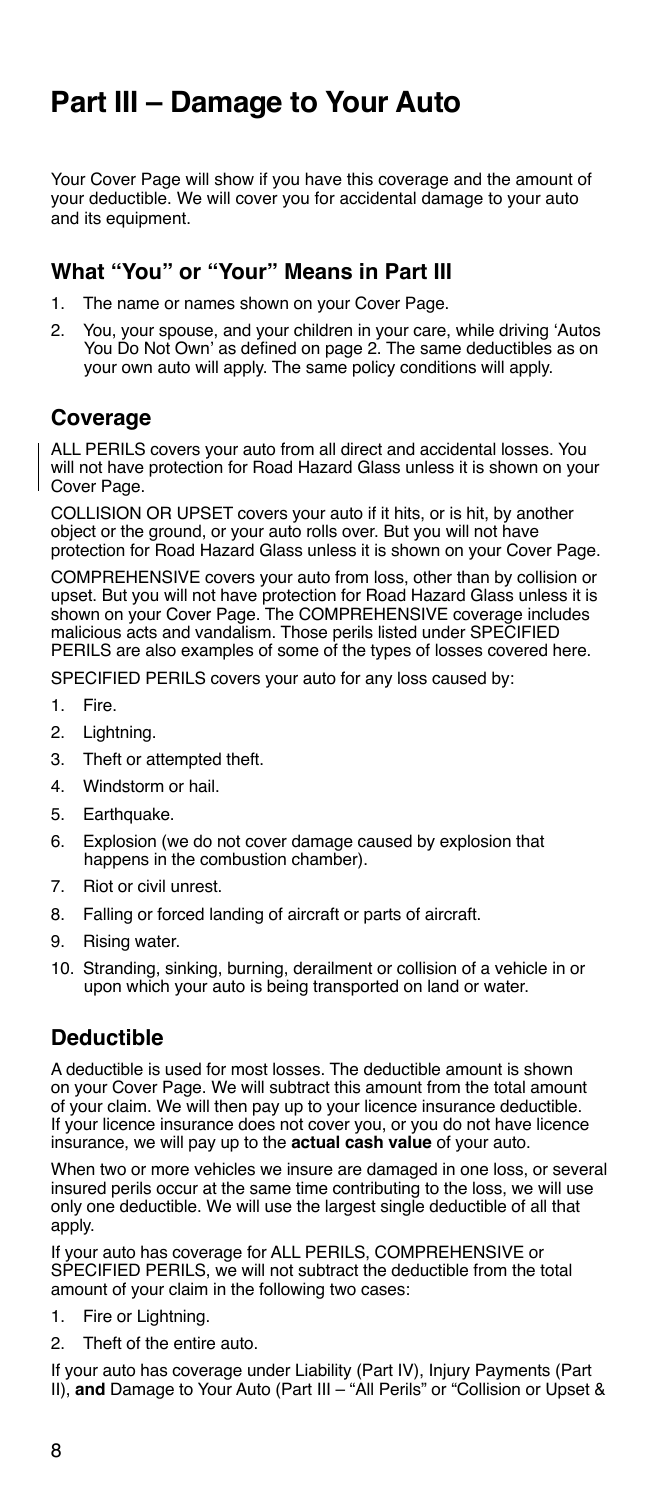# Part III – Damage to Your Auto

Your Cover Page will show if you have this coverage and the amount of your deductible. We will cover you for accidental damage to your auto and its equipment.

## What "You" or "Your" Means in Part III

1. The name or names shown on your Cover Page.
2. You, your spouse, and your children in your care, while driving 'Autos You Do Not Own' as defined on page 2. The same deductibles as on your own auto will apply. The same policy conditions will apply.

## Coverage

ALL PERILS covers your auto from all direct and accidental losses. You will not have protection for Road Hazard Glass unless it is shown on your Cover Page.

COLLISION OR UPSET covers your auto if it hits, or is hit, by another object or the ground, or your auto rolls over. But you will not have protection for Road Hazard Glass unless it is shown on your Cover Page.

COMPREHENSIVE covers your auto from loss, other than by collision or upset. But you will not have protection for Road Hazard Glass unless it is shown on your Cover Page. The COMPREHENSIVE coverage includes malicious acts and vandalism. Those perils listed under SPECIFIED PERILS are also examples of some of the types of losses covered here.

SPECIFIED PERILS covers your auto for any loss caused by:

1. Fire.
2. Lightning.
3. Theft or attempted theft.
4. Windstorm or hail.
5. Earthquake.
6. Explosion (we do not cover damage caused by explosion that happens in the combustion chamber).
7. Riot or civil unrest.
8. Falling or forced landing of aircraft or parts of aircraft.
9. Rising water.
10. Stranding, sinking, burning, derailment or collision of a vehicle in or upon which your auto is being transported on land or water.

## Deductible

A deductible is used for most losses. The deductible amount is shown on your Cover Page. We will subtract this amount from the total amount of your claim. We will then pay up to your licence insurance deductible. If your licence insurance does not cover you, or you do not have licence insurance, we will pay up to the **actual cash value** of your auto.

When two or more vehicles we insure are damaged in one loss, or several insured perils occur at the same time contributing to the loss, we will use only one deductible. We will use the largest single deductible of all that apply.

If your auto has coverage for ALL PERILS, COMPREHENSIVE or SPECIFIED PERILS, we will not subtract the deductible from the total amount of your claim in the following two cases:

1. Fire or Lightning.
2. Theft of the entire auto.

If your auto has coverage under Liability (Part IV), Injury Payments (Part II), **and** Damage to Your Auto (Part III – "All Perils" or "Collision or Upset &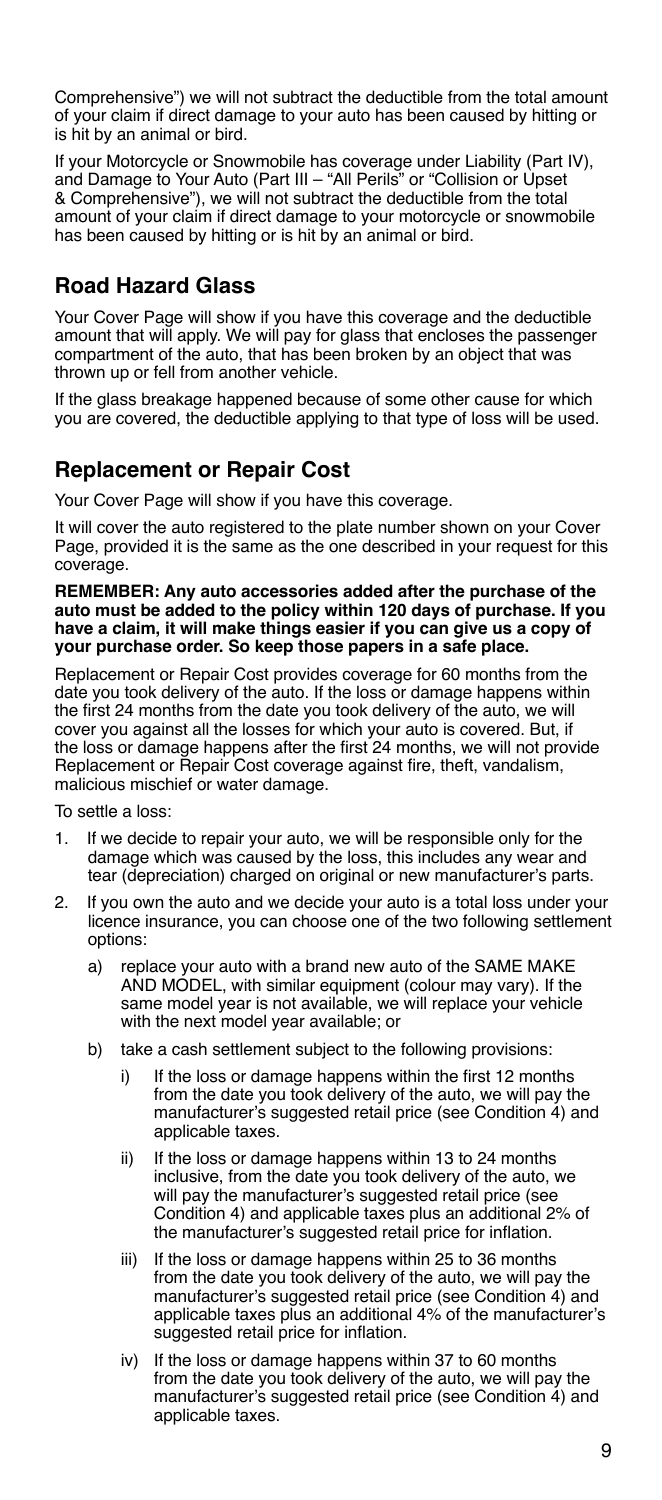Comprehensive") we will not subtract the deductible from the total amount of your claim if direct damage to your auto has been caused by hitting or is hit by an animal or bird.

If your Motorcycle or Snowmobile has coverage under Liability (Part IV), and Damage to Your Auto (Part III – "All Perils" or "Collision or Upset & Comprehensive"), we will not subtract the deductible from the total amount of your claim if direct damage to your motorcycle or snowmobile has been caused by hitting or is hit by an animal or bird.

## Road Hazard Glass

Your Cover Page will show if you have this coverage and the deductible amount that will apply. We will pay for glass that encloses the passenger compartment of the auto, that has been broken by an object that was thrown up or fell from another vehicle.

If the glass breakage happened because of some other cause for which you are covered, the deductible applying to that type of loss will be used.

## Replacement or Repair Cost

Your Cover Page will show if you have this coverage.

It will cover the auto registered to the plate number shown on your Cover Page, provided it is the same as the one described in your request for this coverage.

**REMEMBER: Any auto accessories added after the purchase of the auto must be added to the policy within 120 days of purchase. If you have a claim, it will make things easier if you can give us a copy of your purchase order. So keep those papers in a safe place.**

Replacement or Repair Cost provides coverage for 60 months from the date you took delivery of the auto. If the loss or damage happens within the first 24 months from the date you took delivery of the auto, we will cover you against all the losses for which your auto is covered. But, if the loss or damage happens after the first 24 months, we will not provide Replacement or Repair Cost coverage against fire, theft, vandalism, malicious mischief or water damage.

To settle a loss:

1. If we decide to repair your auto, we will be responsible only for the damage which was caused by the loss, this includes any wear and tear (depreciation) charged on original or new manufacturer's parts.
2. If you own the auto and we decide your auto is a total loss under your licence insurance, you can choose one of the two following settlement options:
   a) replace your auto with a brand new auto of the SAME MAKE AND MODEL, with similar equipment (colour may vary). If the same model year is not available, we will replace your vehicle with the next model year available; or
   b) take a cash settlement subject to the following provisions:
      i) If the loss or damage happens within the first 12 months from the date you took delivery of the auto, we will pay the manufacturer's suggested retail price (see Condition 4) and applicable taxes.
      ii) If the loss or damage happens within 13 to 24 months inclusive, from the date you took delivery of the auto, we will pay the manufacturer's suggested retail price (see Condition 4) and applicable taxes plus an additional 2% of the manufacturer's suggested retail price for inflation.
      iii) If the loss or damage happens within 25 to 36 months from the date you took delivery of the auto, we will pay the manufacturer's suggested retail price (see Condition 4) and applicable taxes plus an additional 4% of the manufacturer's suggested retail price for inflation.
      iv) If the loss or damage happens within 37 to 60 months from the date you took delivery of the auto, we will pay the manufacturer's suggested retail price (see Condition 4) and applicable taxes.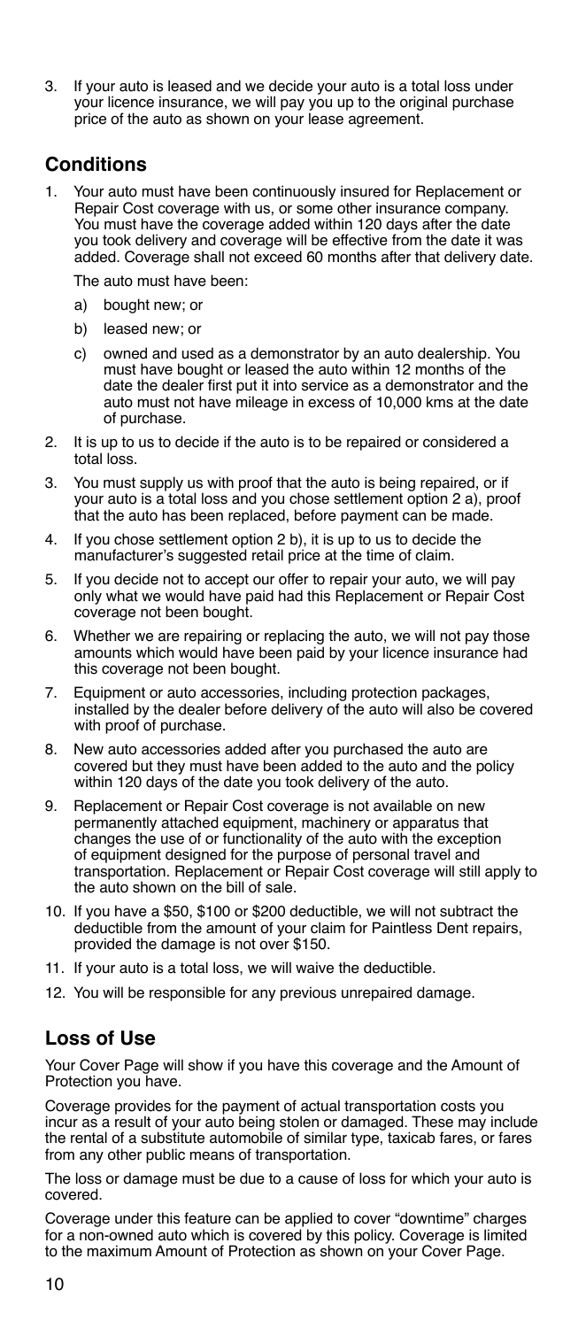3. If your auto is leased and we decide your auto is a total loss under your licence insurance, we will pay you up to the original purchase price of the auto as shown on your lease agreement.

## Conditions

1. Your auto must have been continuously insured for Replacement or Repair Cost coverage with us, or some other insurance company. You must have the coverage added within 120 days after the date you took delivery and coverage will be effective from the date it was added. Coverage shall not exceed 60 months after that delivery date.

   The auto must have been:

   a) bought new; or
   b) leased new; or
   c) owned and used as a demonstrator by an auto dealership. You must have bought or leased the auto within 12 months of the date the dealer first put it into service as a demonstrator and the auto must not have mileage in excess of 10,000 kms at the date of purchase.

2. It is up to us to decide if the auto is to be repaired or considered a total loss.
3. You must supply us with proof that the auto is being repaired, or if your auto is a total loss and you chose settlement option 2 a), proof that the auto has been replaced, before payment can be made.
4. If you chose settlement option 2 b), it is up to us to decide the manufacturer's suggested retail price at the time of claim.
5. If you decide not to accept our offer to repair your auto, we will pay only what we would have paid had this Replacement or Repair Cost coverage not been bought.
6. Whether we are repairing or replacing the auto, we will not pay those amounts which would have been paid by your licence insurance had this coverage not been bought.
7. Equipment or auto accessories, including protection packages, installed by the dealer before delivery of the auto will also be covered with proof of purchase.
8. New auto accessories added after you purchased the auto are covered but they must have been added to the auto and the policy within 120 days of the date you took delivery of the auto.
9. Replacement or Repair Cost coverage is not available on new permanently attached equipment, machinery or apparatus that changes the use of or functionality of the auto with the exception of equipment designed for the purpose of personal travel and transportation. Replacement or Repair Cost coverage will still apply to the auto shown on the bill of sale.
10. If you have a $50, $100 or $200 deductible, we will not subtract the deductible from the amount of your claim for Paintless Dent repairs, provided the damage is not over $150.
11. If your auto is a total loss, we will waive the deductible.
12. You will be responsible for any previous unrepaired damage.

## Loss of Use

Your Cover Page will show if you have this coverage and the Amount of Protection you have.

Coverage provides for the payment of actual transportation costs you incur as a result of your auto being stolen or damaged. These may include the rental of a substitute automobile of similar type, taxicab fares, or fares from any other public means of transportation.

The loss or damage must be due to a cause of loss for which your auto is covered.

Coverage under this feature can be applied to cover "downtime" charges for a non-owned auto which is covered by this policy. Coverage is limited to the maximum Amount of Protection as shown on your Cover Page.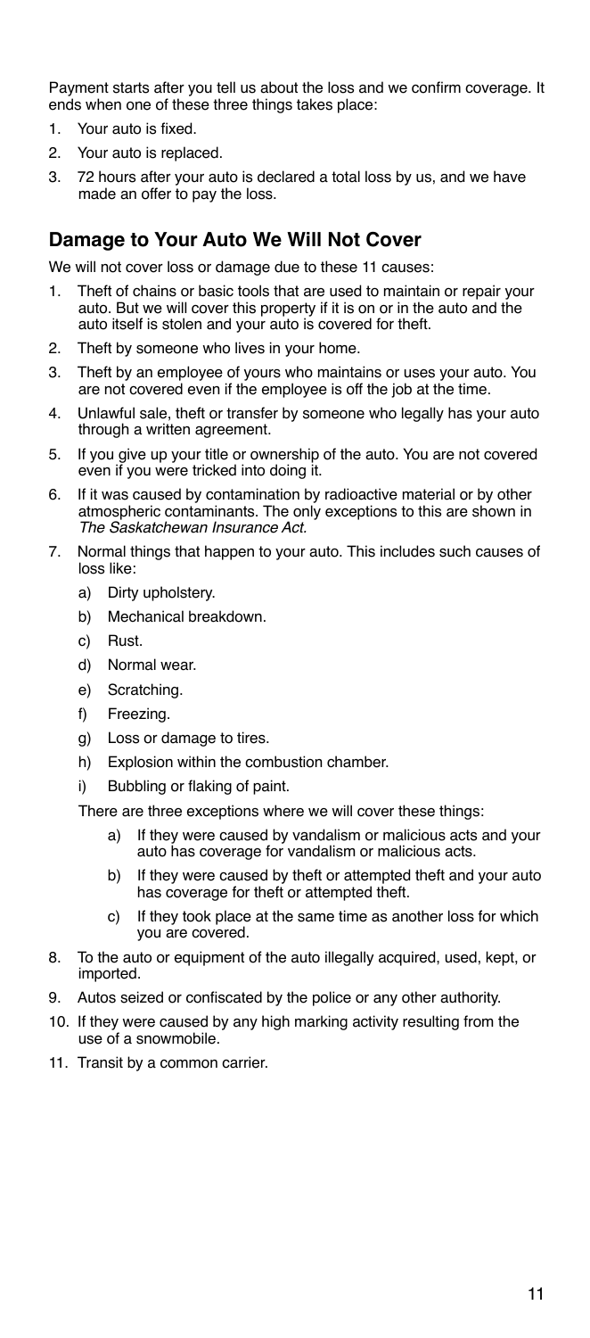Payment starts after you tell us about the loss and we confirm coverage. It ends when one of these three things takes place:

1. Your auto is fixed.
2. Your auto is replaced.
3. 72 hours after your auto is declared a total loss by us, and we have made an offer to pay the loss.

## Damage to Your Auto We Will Not Cover

We will not cover loss or damage due to these 11 causes:

1. Theft of chains or basic tools that are used to maintain or repair your auto. But we will cover this property if it is on or in the auto and the auto itself is stolen and your auto is covered for theft.
2. Theft by someone who lives in your home.
3. Theft by an employee of yours who maintains or uses your auto. You are not covered even if the employee is off the job at the time.
4. Unlawful sale, theft or transfer by someone who legally has your auto through a written agreement.
5. If you give up your title or ownership of the auto. You are not covered even if you were tricked into doing it.
6. If it was caused by contamination by radioactive material or by other atmospheric contaminants. The only exceptions to this are shown in *The Saskatchewan Insurance Act.*
7. Normal things that happen to your auto. This includes such causes of loss like:
   a) Dirty upholstery.
   b) Mechanical breakdown.
   c) Rust.
   d) Normal wear.
   e) Scratching.
   f) Freezing.
   g) Loss or damage to tires.
   h) Explosion within the combustion chamber.
   i) Bubbling or flaking of paint.

   There are three exceptions where we will cover these things:

   a) If they were caused by vandalism or malicious acts and your auto has coverage for vandalism or malicious acts.
   b) If they were caused by theft or attempted theft and your auto has coverage for theft or attempted theft.
   c) If they took place at the same time as another loss for which you are covered.
8. To the auto or equipment of the auto illegally acquired, used, kept, or imported.
9. Autos seized or confiscated by the police or any other authority.
10. If they were caused by any high marking activity resulting from the use of a snowmobile.
11. Transit by a common carrier.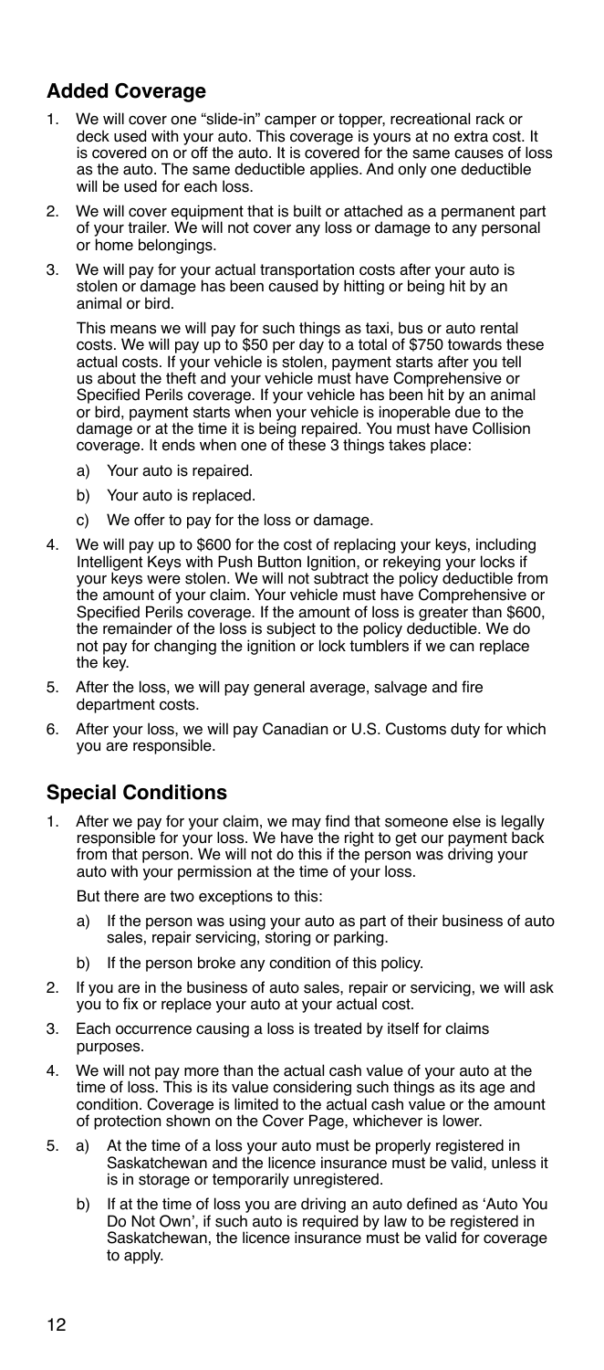## Added Coverage

1. We will cover one "slide-in" camper or topper, recreational rack or deck used with your auto. This coverage is yours at no extra cost. It is covered on or off the auto. It is covered for the same causes of loss as the auto. The same deductible applies. And only one deductible will be used for each loss.
2. We will cover equipment that is built or attached as a permanent part of your trailer. We will not cover any loss or damage to any personal or home belongings.
3. We will pay for your actual transportation costs after your auto is stolen or damage has been caused by hitting or being hit by an animal or bird.

   This means we will pay for such things as taxi, bus or auto rental costs. We will pay up to $50 per day to a total of $750 towards these actual costs. If your vehicle is stolen, payment starts after you tell us about the theft and your vehicle must have Comprehensive or Specified Perils coverage. If your vehicle has been hit by an animal or bird, payment starts when your vehicle is inoperable due to the damage or at the time it is being repaired. You must have Collision coverage. It ends when one of these 3 things takes place:

   a) Your auto is repaired.

   b) Your auto is replaced.

   c) We offer to pay for the loss or damage.
4. We will pay up to $600 for the cost of replacing your keys, including Intelligent Keys with Push Button Ignition, or rekeying your locks if your keys were stolen. We will not subtract the policy deductible from the amount of your claim. Your vehicle must have Comprehensive or Specified Perils coverage. If the amount of loss is greater than $600, the remainder of the loss is subject to the policy deductible. We do not pay for changing the ignition or lock tumblers if we can replace the key.
5. After the loss, we will pay general average, salvage and fire department costs.
6. After your loss, we will pay Canadian or U.S. Customs duty for which you are responsible.

## Special Conditions

1. After we pay for your claim, we may find that someone else is legally responsible for your loss. We have the right to get our payment back from that person. We will not do this if the person was driving your auto with your permission at the time of your loss.

   But there are two exceptions to this:

   a) If the person was using your auto as part of their business of auto sales, repair servicing, storing or parking.

   b) If the person broke any condition of this policy.
2. If you are in the business of auto sales, repair or servicing, we will ask you to fix or replace your auto at your actual cost.
3. Each occurrence causing a loss is treated by itself for claims purposes.
4. We will not pay more than the actual cash value of your auto at the time of loss. This is its value considering such things as its age and condition. Coverage is limited to the actual cash value or the amount of protection shown on the Cover Page, whichever is lower.
5. a) At the time of a loss your auto must be properly registered in Saskatchewan and the licence insurance must be valid, unless it is in storage or temporarily unregistered.

   b) If at the time of loss you are driving an auto defined as 'Auto You Do Not Own', if such auto is required by law to be registered in Saskatchewan, the licence insurance must be valid for coverage to apply.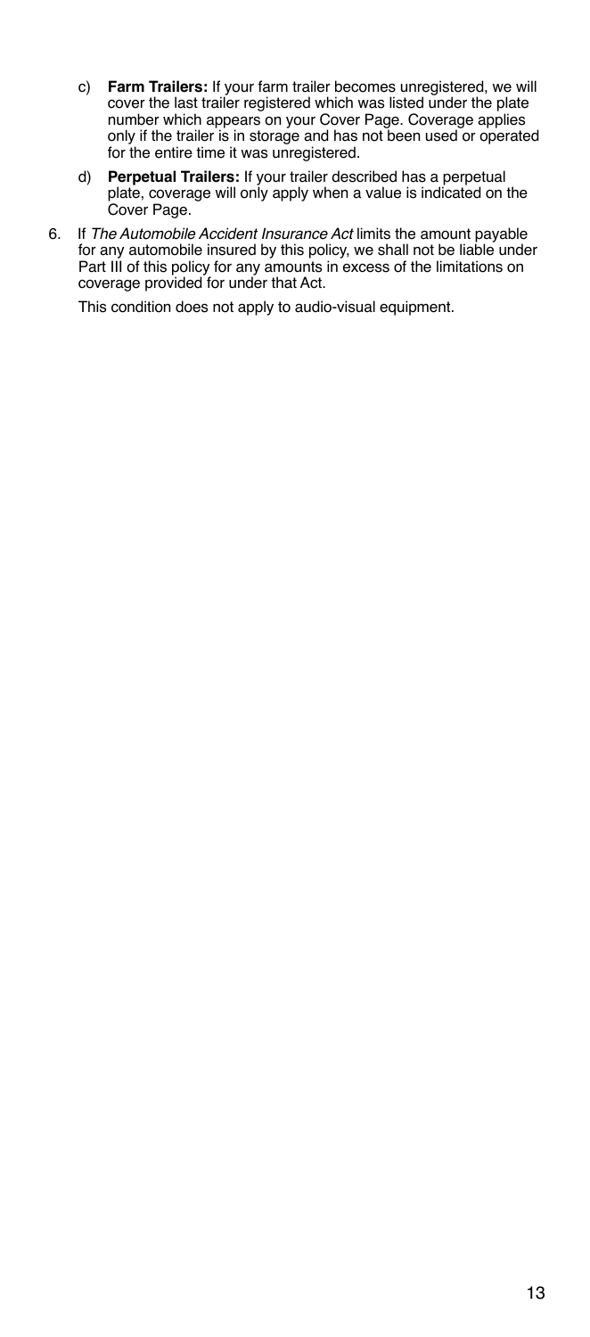c) **Farm Trailers:** If your farm trailer becomes unregistered, we will cover the last trailer registered which was listed under the plate number which appears on your Cover Page. Coverage applies only if the trailer is in storage and has not been used or operated for the entire time it was unregistered.

d) **Perpetual Trailers:** If your trailer described has a perpetual plate, coverage will only apply when a value is indicated on the Cover Page.

6. If *The Automobile Accident Insurance Act* limits the amount payable for any automobile insured by this policy, we shall not be liable under Part III of this policy for any amounts in excess of the limitations on coverage provided for under that Act.

   This condition does not apply to audio-visual equipment.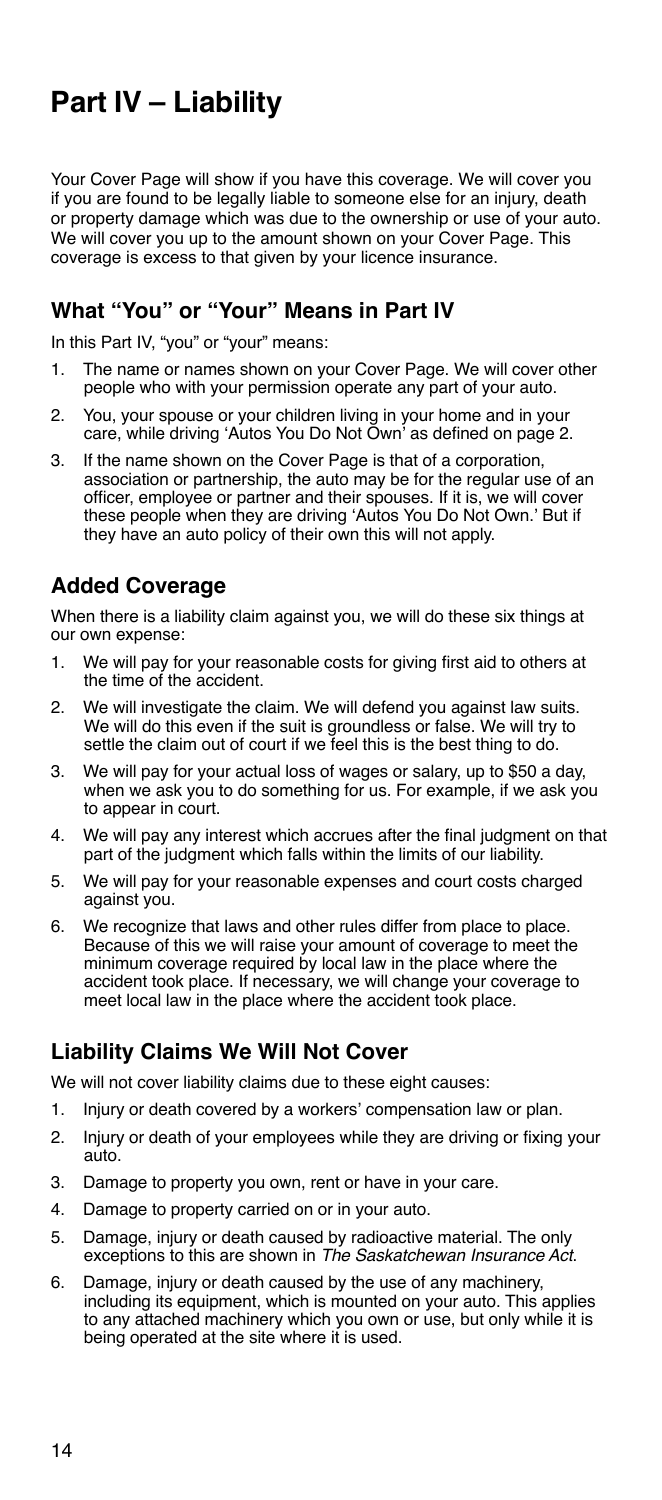# Part IV – Liability

Your Cover Page will show if you have this coverage. We will cover you if you are found to be legally liable to someone else for an injury, death or property damage which was due to the ownership or use of your auto. We will cover you up to the amount shown on your Cover Page. This coverage is excess to that given by your licence insurance.

## What "You" or "Your" Means in Part IV

In this Part IV, "you" or "your" means:

1. The name or names shown on your Cover Page. We will cover other people who with your permission operate any part of your auto.
2. You, your spouse or your children living in your home and in your care, while driving 'Autos You Do Not Own' as defined on page 2.
3. If the name shown on the Cover Page is that of a corporation, association or partnership, the auto may be for the regular use of an officer, employee or partner and their spouses. If it is, we will cover these people when they are driving 'Autos You Do Not Own.' But if they have an auto policy of their own this will not apply.

## Added Coverage

When there is a liability claim against you, we will do these six things at our own expense:

1. We will pay for your reasonable costs for giving first aid to others at the time of the accident.
2. We will investigate the claim. We will defend you against law suits. We will do this even if the suit is groundless or false. We will try to settle the claim out of court if we feel this is the best thing to do.
3. We will pay for your actual loss of wages or salary, up to $50 a day, when we ask you to do something for us. For example, if we ask you to appear in court.
4. We will pay any interest which accrues after the final judgment on that part of the judgment which falls within the limits of our liability.
5. We will pay for your reasonable expenses and court costs charged against you.
6. We recognize that laws and other rules differ from place to place. Because of this we will raise your amount of coverage to meet the minimum coverage required by local law in the place where the accident took place. If necessary, we will change your coverage to meet local law in the place where the accident took place.

## Liability Claims We Will Not Cover

We will not cover liability claims due to these eight causes:

1. Injury or death covered by a workers' compensation law or plan.
2. Injury or death of your employees while they are driving or fixing your auto.
3. Damage to property you own, rent or have in your care.
4. Damage to property carried on or in your auto.
5. Damage, injury or death caused by radioactive material. The only exceptions to this are shown in *The Saskatchewan Insurance Act*.
6. Damage, injury or death caused by the use of any machinery, including its equipment, which is mounted on your auto. This applies to any attached machinery which you own or use, but only while it is being operated at the site where it is used.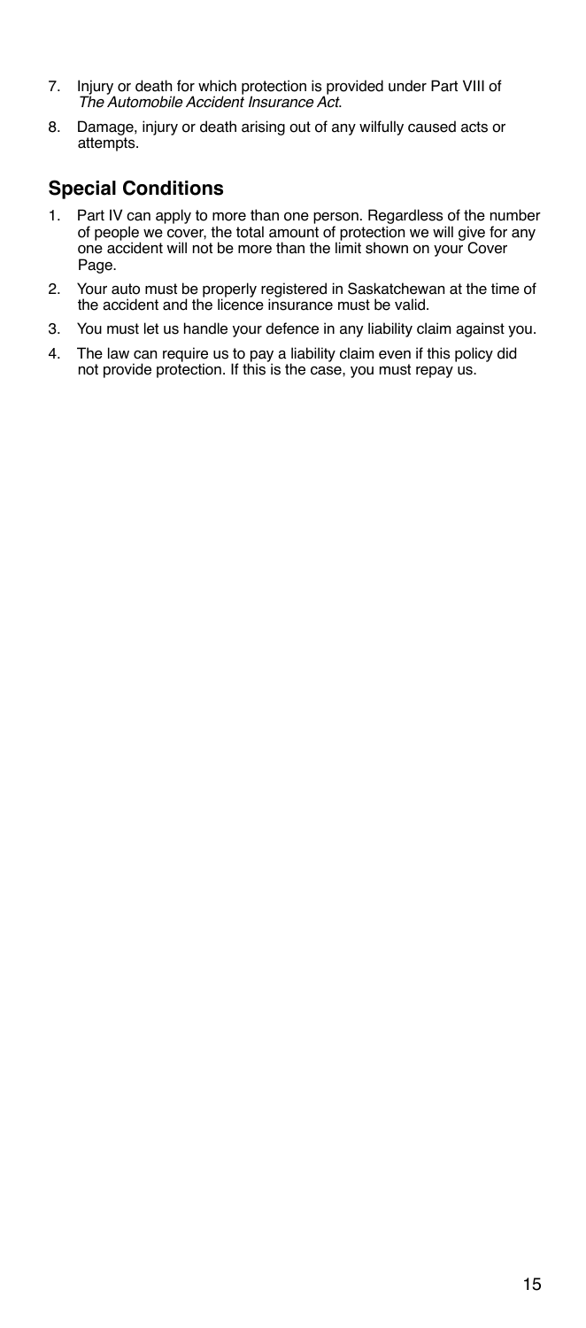7. Injury or death for which protection is provided under Part VIII of *The Automobile Accident Insurance Act*.
8. Damage, injury or death arising out of any wilfully caused acts or attempts.

## Special Conditions

1. Part IV can apply to more than one person. Regardless of the number of people we cover, the total amount of protection we will give for any one accident will not be more than the limit shown on your Cover Page.
2. Your auto must be properly registered in Saskatchewan at the time of the accident and the licence insurance must be valid.
3. You must let us handle your defence in any liability claim against you.
4. The law can require us to pay a liability claim even if this policy did not provide protection. If this is the case, you must repay us.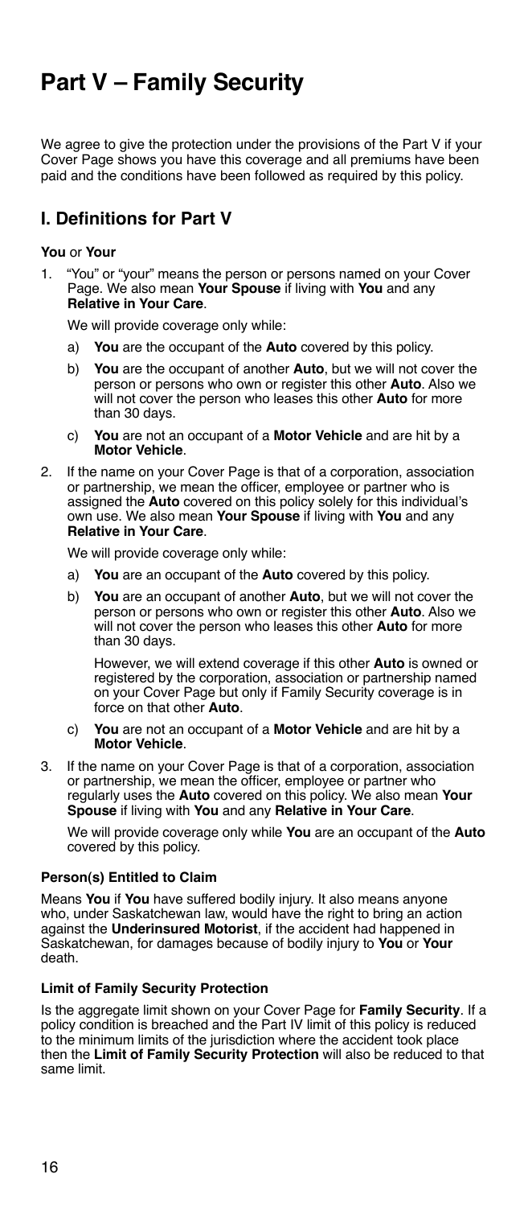# Part V – Family Security

We agree to give the protection under the provisions of the Part V if your Cover Page shows you have this coverage and all premiums have been paid and the conditions have been followed as required by this policy.

## I. Definitions for Part V

### You or Your

1. "You" or "your" means the person or persons named on your Cover Page. We also mean **Your Spouse** if living with **You** and any **Relative in Your Care**.

   We will provide coverage only while:

   a) **You** are the occupant of the **Auto** covered by this policy.

   b) **You** are the occupant of another **Auto**, but we will not cover the person or persons who own or register this other **Auto**. Also we will not cover the person who leases this other **Auto** for more than 30 days.

   c) **You** are not an occupant of a **Motor Vehicle** and are hit by a **Motor Vehicle**.

2. If the name on your Cover Page is that of a corporation, association or partnership, we mean the officer, employee or partner who is assigned the **Auto** covered on this policy solely for this individual's own use. We also mean **Your Spouse** if living with **You** and any **Relative in Your Care**.

   We will provide coverage only while:

   a) **You** are an occupant of the **Auto** covered by this policy.

   b) **You** are an occupant of another **Auto**, but we will not cover the person or persons who own or register this other **Auto**. Also we will not cover the person who leases this other **Auto** for more than 30 days.

      However, we will extend coverage if this other **Auto** is owned or registered by the corporation, association or partnership named on your Cover Page but only if Family Security coverage is in force on that other **Auto**.

   c) **You** are not an occupant of a **Motor Vehicle** and are hit by a **Motor Vehicle**.

3. If the name on your Cover Page is that of a corporation, association or partnership, we mean the officer, employee or partner who regularly uses the **Auto** covered on this policy. We also mean **Your Spouse** if living with **You** and any **Relative in Your Care**.

   We will provide coverage only while **You** are an occupant of the **Auto** covered by this policy.

### Person(s) Entitled to Claim

Means **You** if **You** have suffered bodily injury. It also means anyone who, under Saskatchewan law, would have the right to bring an action against the **Underinsured Motorist**, if the accident had happened in Saskatchewan, for damages because of bodily injury to **You** or **Your** death.

### Limit of Family Security Protection

Is the aggregate limit shown on your Cover Page for **Family Security**. If a policy condition is breached and the Part IV limit of this policy is reduced to the minimum limits of the jurisdiction where the accident took place then the **Limit of Family Security Protection** will also be reduced to that same limit.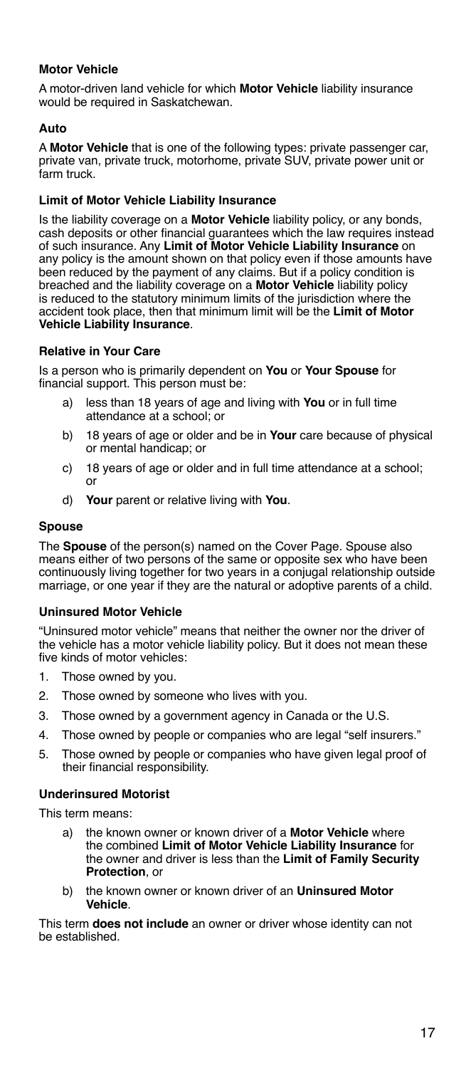### Motor Vehicle

A motor-driven land vehicle for which **Motor Vehicle** liability insurance would be required in Saskatchewan.

### Auto

A **Motor Vehicle** that is one of the following types: private passenger car, private van, private truck, motorhome, private SUV, private power unit or farm truck.

### Limit of Motor Vehicle Liability Insurance

Is the liability coverage on a **Motor Vehicle** liability policy, or any bonds, cash deposits or other financial guarantees which the law requires instead of such insurance. Any **Limit of Motor Vehicle Liability Insurance** on any policy is the amount shown on that policy even if those amounts have been reduced by the payment of any claims. But if a policy condition is breached and the liability coverage on a **Motor Vehicle** liability policy is reduced to the statutory minimum limits of the jurisdiction where the accident took place, then that minimum limit will be the **Limit of Motor Vehicle Liability Insurance**.

### Relative in Your Care

Is a person who is primarily dependent on **You** or **Your Spouse** for financial support. This person must be:

a) less than 18 years of age and living with **You** or in full time attendance at a school; or

b) 18 years of age or older and be in **Your** care because of physical or mental handicap; or

c) 18 years of age or older and in full time attendance at a school; or

d) **Your** parent or relative living with **You**.

### Spouse

The **Spouse** of the person(s) named on the Cover Page. Spouse also means either of two persons of the same or opposite sex who have been continuously living together for two years in a conjugal relationship outside marriage, or one year if they are the natural or adoptive parents of a child.

### Uninsured Motor Vehicle

"Uninsured motor vehicle" means that neither the owner nor the driver of the vehicle has a motor vehicle liability policy. But it does not mean these five kinds of motor vehicles:

1. Those owned by you.
2. Those owned by someone who lives with you.
3. Those owned by a government agency in Canada or the U.S.
4. Those owned by people or companies who are legal "self insurers."
5. Those owned by people or companies who have given legal proof of their financial responsibility.

### Underinsured Motorist

This term means:

a) the known owner or known driver of a **Motor Vehicle** where the combined **Limit of Motor Vehicle Liability Insurance** for the owner and driver is less than the **Limit of Family Security Protection**, or

b) the known owner or known driver of an **Uninsured Motor Vehicle**.

This term **does not include** an owner or driver whose identity can not be established.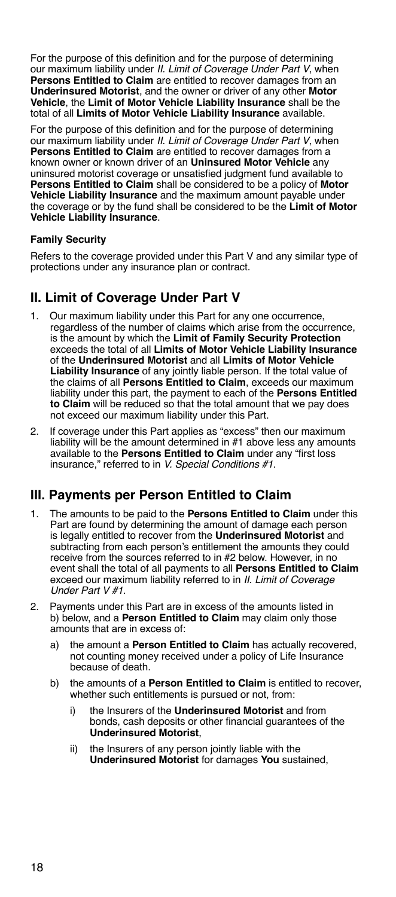For the purpose of this definition and for the purpose of determining our maximum liability under *II. Limit of Coverage Under Part V*, when **Persons Entitled to Claim** are entitled to recover damages from an **Underinsured Motorist**, and the owner or driver of any other **Motor Vehicle**, the **Limit of Motor Vehicle Liability Insurance** shall be the total of all **Limits of Motor Vehicle Liability Insurance** available.

For the purpose of this definition and for the purpose of determining our maximum liability under *II. Limit of Coverage Under Part V*, when **Persons Entitled to Claim** are entitled to recover damages from a known owner or known driver of an **Uninsured Motor Vehicle** any uninsured motorist coverage or unsatisfied judgment fund available to **Persons Entitled to Claim** shall be considered to be a policy of **Motor Vehicle Liability Insurance** and the maximum amount payable under the coverage or by the fund shall be considered to be the **Limit of Motor Vehicle Liability Insurance**.

**Family Security**

Refers to the coverage provided under this Part V and any similar type of protections under any insurance plan or contract.

## II. Limit of Coverage Under Part V

1. Our maximum liability under this Part for any one occurrence, regardless of the number of claims which arise from the occurrence, is the amount by which the **Limit of Family Security Protection** exceeds the total of all **Limits of Motor Vehicle Liability Insurance** of the **Underinsured Motorist** and all **Limits of Motor Vehicle Liability Insurance** of any jointly liable person. If the total value of the claims of all **Persons Entitled to Claim**, exceeds our maximum liability under this part, the payment to each of the **Persons Entitled to Claim** will be reduced so that the total amount that we pay does not exceed our maximum liability under this Part.
2. If coverage under this Part applies as "excess" then our maximum liability will be the amount determined in #1 above less any amounts available to the **Persons Entitled to Claim** under any "first loss insurance," referred to in *V. Special Conditions #1*.

## III. Payments per Person Entitled to Claim

1. The amounts to be paid to the **Persons Entitled to Claim** under this Part are found by determining the amount of damage each person is legally entitled to recover from the **Underinsured Motorist** and subtracting from each person's entitlement the amounts they could receive from the sources referred to in #2 below. However, in no event shall the total of all payments to all **Persons Entitled to Claim** exceed our maximum liability referred to in *II. Limit of Coverage Under Part V #1.*
2. Payments under this Part are in excess of the amounts listed in b) below, and a **Person Entitled to Claim** may claim only those amounts that are in excess of:
   a) the amount a **Person Entitled to Claim** has actually recovered, not counting money received under a policy of Life Insurance because of death.
   b) the amounts of a **Person Entitled to Claim** is entitled to recover, whether such entitlements is pursued or not, from:
      i) the Insurers of the **Underinsured Motorist** and from bonds, cash deposits or other financial guarantees of the **Underinsured Motorist**,
      ii) the Insurers of any person jointly liable with the **Underinsured Motorist** for damages **You** sustained,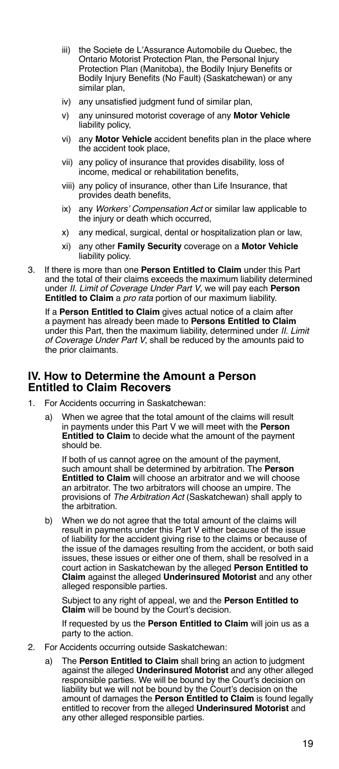iii) the Societe de L'Assurance Automobile du Quebec, the Ontario Motorist Protection Plan, the Personal Injury Protection Plan (Manitoba), the Bodily Injury Benefits or Bodily Injury Benefits (No Fault) (Saskatchewan) or any similar plan,

iv) any unsatisfied judgment fund of similar plan,

v) any uninsured motorist coverage of any **Motor Vehicle** liability policy,

vi) any **Motor Vehicle** accident benefits plan in the place where the accident took place,

vii) any policy of insurance that provides disability, loss of income, medical or rehabilitation benefits,

viii) any policy of insurance, other than Life Insurance, that provides death benefits,

ix) any *Workers' Compensation Act* or similar law applicable to the injury or death which occurred,

x) any medical, surgical, dental or hospitalization plan or law,

xi) any other **Family Security** coverage on a **Motor Vehicle** liability policy.

3. If there is more than one **Person Entitled to Claim** under this Part and the total of their claims exceeds the maximum liability determined under *II. Limit of Coverage Under Part V*, we will pay each **Person Entitled to Claim** a *pro rata* portion of our maximum liability.

   If a **Person Entitled to Claim** gives actual notice of a claim after a payment has already been made to **Persons Entitled to Claim** under this Part, then the maximum liability, determined under *II. Limit of Coverage Under Part V*, shall be reduced by the amounts paid to the prior claimants.

## IV. How to Determine the Amount a Person Entitled to Claim Recovers

1. For Accidents occurring in Saskatchewan:

   a) When we agree that the total amount of the claims will result in payments under this Part V we will meet with the **Person Entitled to Claim** to decide what the amount of the payment should be.

      If both of us cannot agree on the amount of the payment, such amount shall be determined by arbitration. The **Person Entitled to Claim** will choose an arbitrator and we will choose an arbitrator. The two arbitrators will choose an umpire. The provisions of *The Arbitration Act* (Saskatchewan) shall apply to the arbitration.

   b) When we do not agree that the total amount of the claims will result in payments under this Part V either because of the issue of liability for the accident giving rise to the claims or because of the issue of the damages resulting from the accident, or both said issues, these issues or either one of them, shall be resolved in a court action in Saskatchewan by the alleged **Person Entitled to Claim** against the alleged **Underinsured Motorist** and any other alleged responsible parties.

      Subject to any right of appeal, we and the **Person Entitled to Claim** will be bound by the Court's decision.

      If requested by us the **Person Entitled to Claim** will join us as a party to the action.

2. For Accidents occurring outside Saskatchewan:

   a) The **Person Entitled to Claim** shall bring an action to judgment against the alleged **Underinsured Motorist** and any other alleged responsible parties. We will be bound by the Court's decision on liability but we will not be bound by the Court's decision on the amount of damages the **Person Entitled to Claim** is found legally entitled to recover from the alleged **Underinsured Motorist** and any other alleged responsible parties.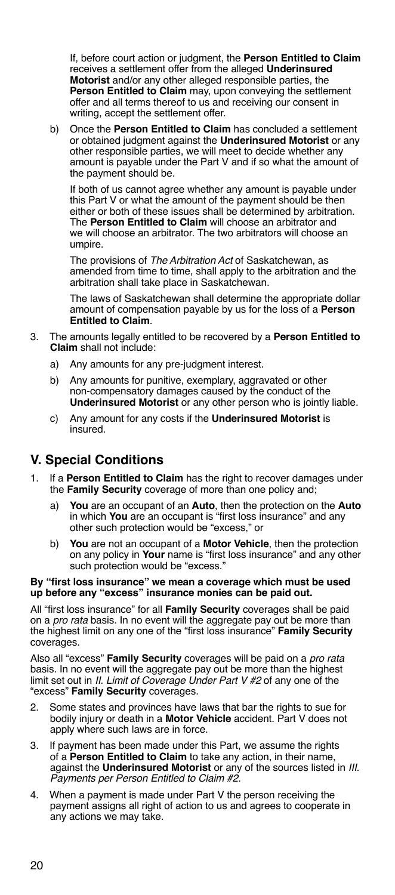If, before court action or judgment, the **Person Entitled to Claim** receives a settlement offer from the alleged **Underinsured Motorist** and/or any other alleged responsible parties, the **Person Entitled to Claim** may, upon conveying the settlement offer and all terms thereof to us and receiving our consent in writing, accept the settlement offer.

b) Once the **Person Entitled to Claim** has concluded a settlement or obtained judgment against the **Underinsured Motorist** or any other responsible parties, we will meet to decide whether any amount is payable under the Part V and if so what the amount of the payment should be.

   If both of us cannot agree whether any amount is payable under this Part V or what the amount of the payment should be then either or both of these issues shall be determined by arbitration. The **Person Entitled to Claim** will choose an arbitrator and we will choose an arbitrator. The two arbitrators will choose an umpire.

   The provisions of *The Arbitration Act* of Saskatchewan, as amended from time to time, shall apply to the arbitration and the arbitration shall take place in Saskatchewan.

   The laws of Saskatchewan shall determine the appropriate dollar amount of compensation payable by us for the loss of a **Person Entitled to Claim**.

3. The amounts legally entitled to be recovered by a **Person Entitled to Claim** shall not include:
   a) Any amounts for any pre-judgment interest.
   b) Any amounts for punitive, exemplary, aggravated or other non-compensatory damages caused by the conduct of the **Underinsured Motorist** or any other person who is jointly liable.
   c) Any amount for any costs if the **Underinsured Motorist** is insured.

## V. Special Conditions

1. If a **Person Entitled to Claim** has the right to recover damages under the **Family Security** coverage of more than one policy and;
   a) **You** are an occupant of an **Auto**, then the protection on the **Auto** in which **You** are an occupant is "first loss insurance" and any other such protection would be "excess," or
   b) **You** are not an occupant of a **Motor Vehicle**, then the protection on any policy in **Your** name is "first loss insurance" and any other such protection would be "excess."

**By "first loss insurance" we mean a coverage which must be used up before any "excess" insurance monies can be paid out.**

All "first loss insurance" for all **Family Security** coverages shall be paid on a *pro rata* basis. In no event will the aggregate pay out be more than the highest limit on any one of the "first loss insurance" **Family Security** coverages.

Also all "excess" **Family Security** coverages will be paid on a *pro rata* basis. In no event will the aggregate pay out be more than the highest limit set out in *II. Limit of Coverage Under Part V #2* of any one of the "excess" **Family Security** coverages.

2. Some states and provinces have laws that bar the rights to sue for bodily injury or death in a **Motor Vehicle** accident. Part V does not apply where such laws are in force.
3. If payment has been made under this Part, we assume the rights of a **Person Entitled to Claim** to take any action, in their name, against the **Underinsured Motorist** or any of the sources listed in *III. Payments per Person Entitled to Claim #2*.
4. When a payment is made under Part V the person receiving the payment assigns all right of action to us and agrees to cooperate in any actions we may take.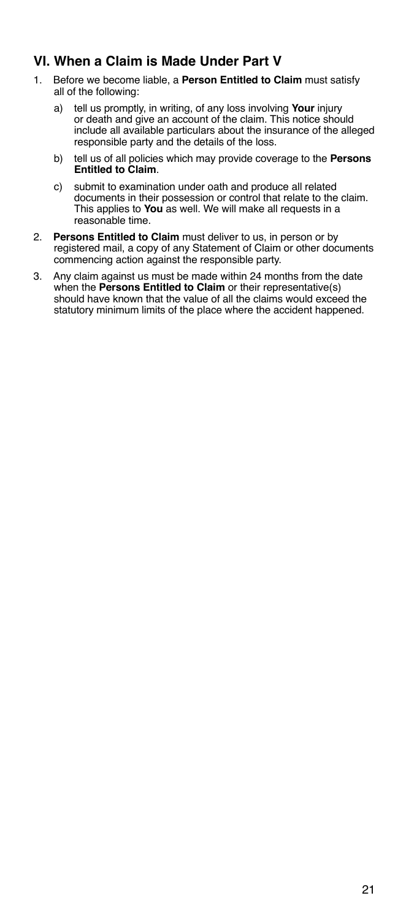## VI. When a Claim is Made Under Part V

1. Before we become liable, a **Person Entitled to Claim** must satisfy all of the following:
   a) tell us promptly, in writing, of any loss involving **Your** injury or death and give an account of the claim. This notice should include all available particulars about the insurance of the alleged responsible party and the details of the loss.
   b) tell us of all policies which may provide coverage to the **Persons Entitled to Claim**.
   c) submit to examination under oath and produce all related documents in their possession or control that relate to the claim. This applies to **You** as well. We will make all requests in a reasonable time.
2. **Persons Entitled to Claim** must deliver to us, in person or by registered mail, a copy of any Statement of Claim or other documents commencing action against the responsible party.
3. Any claim against us must be made within 24 months from the date when the **Persons Entitled to Claim** or their representative(s) should have known that the value of all the claims would exceed the statutory minimum limits of the place where the accident happened.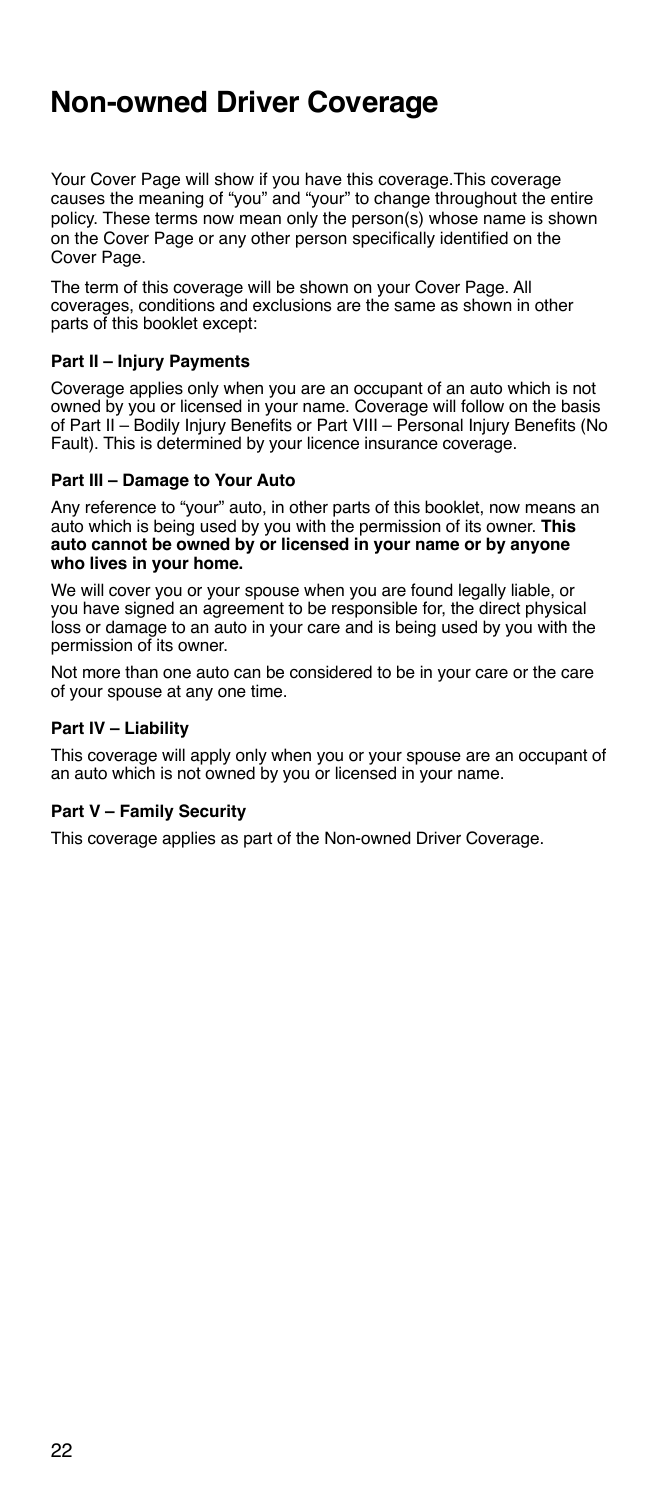# Non-owned Driver Coverage

Your Cover Page will show if you have this coverage.This coverage causes the meaning of "you" and "your" to change throughout the entire policy. These terms now mean only the person(s) whose name is shown on the Cover Page or any other person specifically identified on the Cover Page.

The term of this coverage will be shown on your Cover Page. All coverages, conditions and exclusions are the same as shown in other parts of this booklet except:

**Part II – Injury Payments**

Coverage applies only when you are an occupant of an auto which is not owned by you or licensed in your name. Coverage will follow on the basis of Part II – Bodily Injury Benefits or Part VIII – Personal Injury Benefits (No Fault). This is determined by your licence insurance coverage.

**Part III – Damage to Your Auto**

Any reference to "your" auto, in other parts of this booklet, now means an auto which is being used by you with the permission of its owner. **This auto cannot be owned by or licensed in your name or by anyone who lives in your home.**

We will cover you or your spouse when you are found legally liable, or you have signed an agreement to be responsible for, the direct physical loss or damage to an auto in your care and is being used by you with the permission of its owner.

Not more than one auto can be considered to be in your care or the care of your spouse at any one time.

**Part IV – Liability**

This coverage will apply only when you or your spouse are an occupant of an auto which is not owned by you or licensed in your name.

**Part V – Family Security**

This coverage applies as part of the Non-owned Driver Coverage.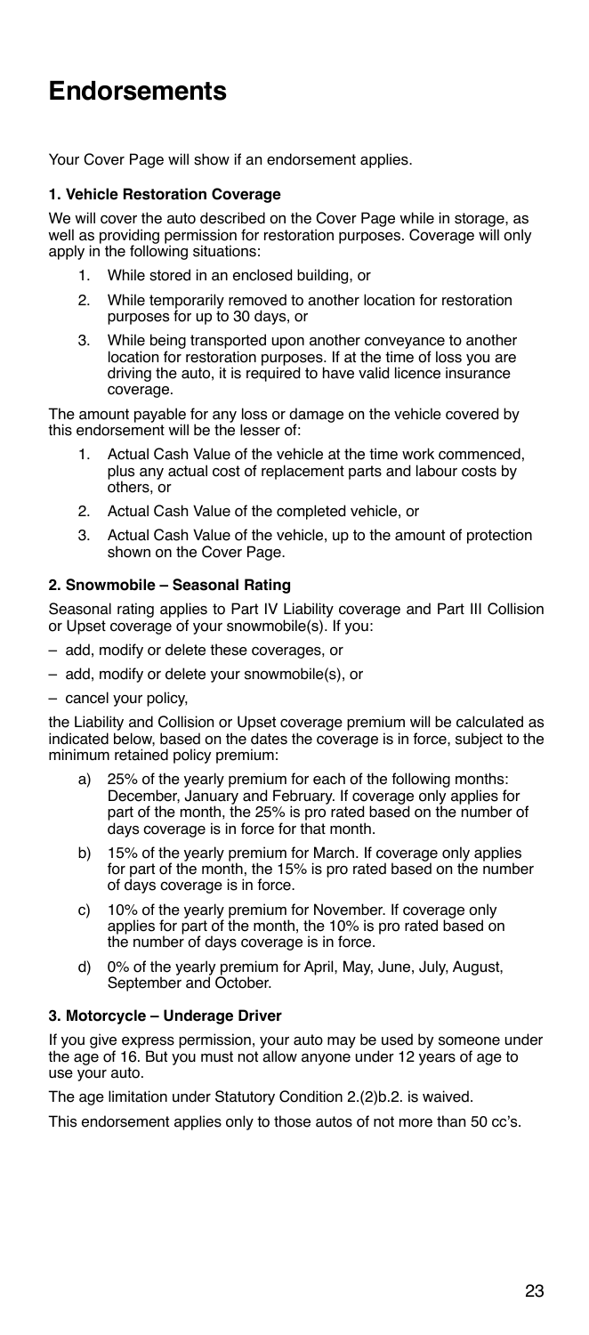# Endorsements

Your Cover Page will show if an endorsement applies.

**1. Vehicle Restoration Coverage**

We will cover the auto described on the Cover Page while in storage, as well as providing permission for restoration purposes. Coverage will only apply in the following situations:

1. While stored in an enclosed building, or
2. While temporarily removed to another location for restoration purposes for up to 30 days, or
3. While being transported upon another conveyance to another location for restoration purposes. If at the time of loss you are driving the auto, it is required to have valid licence insurance coverage.

The amount payable for any loss or damage on the vehicle covered by this endorsement will be the lesser of:

1. Actual Cash Value of the vehicle at the time work commenced, plus any actual cost of replacement parts and labour costs by others, or
2. Actual Cash Value of the completed vehicle, or
3. Actual Cash Value of the vehicle, up to the amount of protection shown on the Cover Page.

**2. Snowmobile – Seasonal Rating**

Seasonal rating applies to Part IV Liability coverage and Part III Collision or Upset coverage of your snowmobile(s). If you:

- add, modify or delete these coverages, or
- add, modify or delete your snowmobile(s), or
- cancel your policy,

the Liability and Collision or Upset coverage premium will be calculated as indicated below, based on the dates the coverage is in force, subject to the minimum retained policy premium:

a) 25% of the yearly premium for each of the following months: December, January and February. If coverage only applies for part of the month, the 25% is pro rated based on the number of days coverage is in force for that month.

b) 15% of the yearly premium for March. If coverage only applies for part of the month, the 15% is pro rated based on the number of days coverage is in force.

c) 10% of the yearly premium for November. If coverage only applies for part of the month, the 10% is pro rated based on the number of days coverage is in force.

d) 0% of the yearly premium for April, May, June, July, August, September and October.

**3. Motorcycle – Underage Driver**

If you give express permission, your auto may be used by someone under the age of 16. But you must not allow anyone under 12 years of age to use your auto.

The age limitation under Statutory Condition 2.(2)b.2. is waived.

This endorsement applies only to those autos of not more than 50 cc's.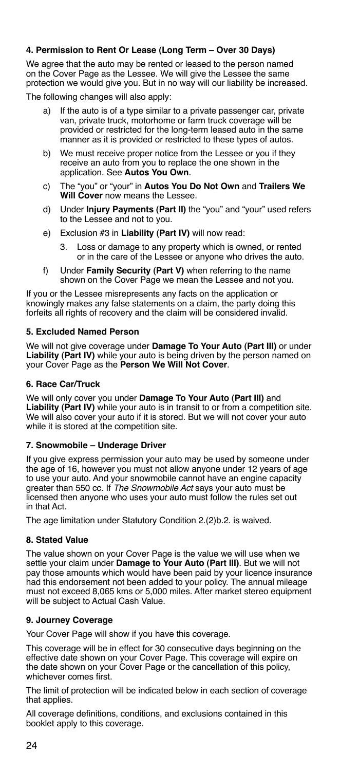#### 4. Permission to Rent Or Lease (Long Term – Over 30 Days)

We agree that the auto may be rented or leased to the person named on the Cover Page as the Lessee. We will give the Lessee the same protection we would give you. But in no way will our liability be increased.

The following changes will also apply:

a) If the auto is of a type similar to a private passenger car, private van, private truck, motorhome or farm truck coverage will be provided or restricted for the long-term leased auto in the same manner as it is provided or restricted to these types of autos.

b) We must receive proper notice from the Lessee or you if they receive an auto from you to replace the one shown in the application. See **Autos You Own**.

c) The "you" or "your" in **Autos You Do Not Own** and **Trailers We Will Cover** now means the Lessee.

d) Under **Injury Payments (Part II)** the "you" and "your" used refers to the Lessee and not to you.

e) Exclusion #3 in **Liability (Part IV)** will now read:

   3. Loss or damage to any property which is owned, or rented or in the care of the Lessee or anyone who drives the auto.

f) Under **Family Security (Part V)** when referring to the name shown on the Cover Page we mean the Lessee and not you.

If you or the Lessee misrepresents any facts on the application or knowingly makes any false statements on a claim, the party doing this forfeits all rights of recovery and the claim will be considered invalid.

#### 5. Excluded Named Person

We will not give coverage under **Damage To Your Auto (Part III)** or under **Liability (Part IV)** while your auto is being driven by the person named on your Cover Page as the **Person We Will Not Cover**.

#### 6. Race Car/Truck

We will only cover you under **Damage To Your Auto (Part III)** and **Liability (Part IV)** while your auto is in transit to or from a competition site. We will also cover your auto if it is stored. But we will not cover your auto while it is stored at the competition site.

#### 7. Snowmobile – Underage Driver

If you give express permission your auto may be used by someone under the age of 16, however you must not allow anyone under 12 years of age to use your auto. And your snowmobile cannot have an engine capacity greater than 550 cc. If *The Snowmobile Act* says your auto must be licensed then anyone who uses your auto must follow the rules set out in that Act.

The age limitation under Statutory Condition 2.(2)b.2. is waived.

#### 8. Stated Value

The value shown on your Cover Page is the value we will use when we settle your claim under **Damage to Your Auto (Part III)**. But we will not pay those amounts which would have been paid by your licence insurance had this endorsement not been added to your policy. The annual mileage must not exceed 8,065 kms or 5,000 miles. After market stereo equipment will be subject to Actual Cash Value.

#### 9. Journey Coverage

Your Cover Page will show if you have this coverage.

This coverage will be in effect for 30 consecutive days beginning on the effective date shown on your Cover Page. This coverage will expire on the date shown on your Cover Page or the cancellation of this policy, whichever comes first.

The limit of protection will be indicated below in each section of coverage that applies.

All coverage definitions, conditions, and exclusions contained in this booklet apply to this coverage.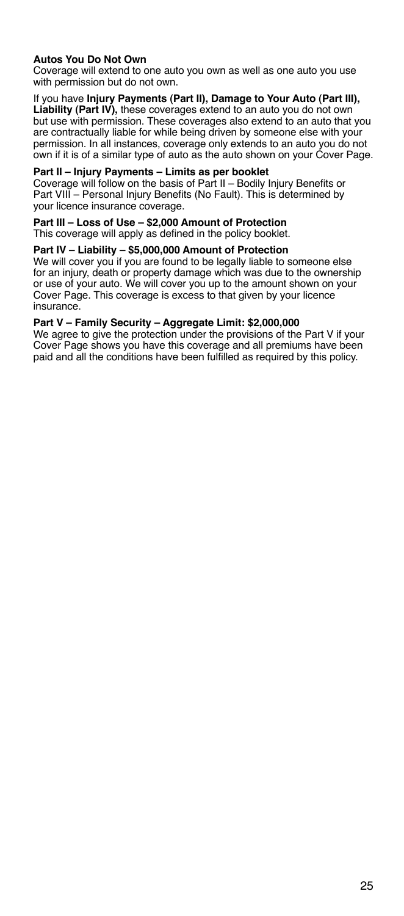**Autos You Do Not Own**
Coverage will extend to one auto you own as well as one auto you use with permission but do not own.

If you have **Injury Payments (Part II), Damage to Your Auto (Part III), Liability (Part IV),** these coverages extend to an auto you do not own but use with permission. These coverages also extend to an auto that you are contractually liable for while being driven by someone else with your permission. In all instances, coverage only extends to an auto you do not own if it is of a similar type of auto as the auto shown on your Cover Page.

**Part II – Injury Payments – Limits as per booklet**
Coverage will follow on the basis of Part II – Bodily Injury Benefits or Part VIII – Personal Injury Benefits (No Fault). This is determined by your licence insurance coverage.

**Part III – Loss of Use – $2,000 Amount of Protection**
This coverage will apply as defined in the policy booklet.

**Part IV – Liability – $5,000,000 Amount of Protection**
We will cover you if you are found to be legally liable to someone else for an injury, death or property damage which was due to the ownership or use of your auto. We will cover you up to the amount shown on your Cover Page. This coverage is excess to that given by your licence insurance.

**Part V – Family Security – Aggregate Limit: $2,000,000**
We agree to give the protection under the provisions of the Part V if your Cover Page shows you have this coverage and all premiums have been paid and all the conditions have been fulfilled as required by this policy.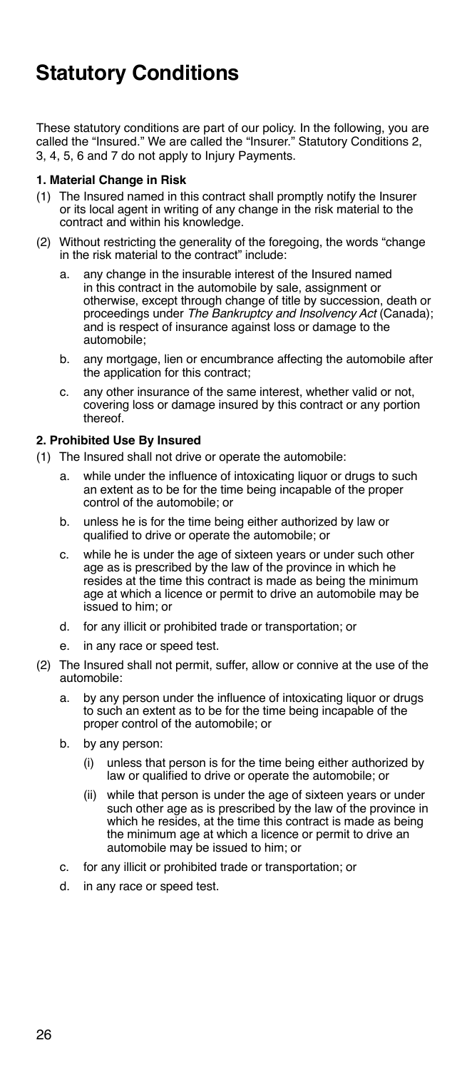# Statutory Conditions

These statutory conditions are part of our policy. In the following, you are called the "Insured." We are called the "Insurer." Statutory Conditions 2, 3, 4, 5, 6 and 7 do not apply to Injury Payments.

**1. Material Change in Risk**

(1) The Insured named in this contract shall promptly notify the Insurer or its local agent in writing of any change in the risk material to the contract and within his knowledge.

(2) Without restricting the generality of the foregoing, the words "change in the risk material to the contract" include:

   a. any change in the insurable interest of the Insured named in this contract in the automobile by sale, assignment or otherwise, except through change of title by succession, death or proceedings under *The Bankruptcy and Insolvency Act* (Canada); and is respect of insurance against loss or damage to the automobile;

   b. any mortgage, lien or encumbrance affecting the automobile after the application for this contract;

   c. any other insurance of the same interest, whether valid or not, covering loss or damage insured by this contract or any portion thereof.

**2. Prohibited Use By Insured**

(1) The Insured shall not drive or operate the automobile:

   a. while under the influence of intoxicating liquor or drugs to such an extent as to be for the time being incapable of the proper control of the automobile; or

   b. unless he is for the time being either authorized by law or qualified to drive or operate the automobile; or

   c. while he is under the age of sixteen years or under such other age as is prescribed by the law of the province in which he resides at the time this contract is made as being the minimum age at which a licence or permit to drive an automobile may be issued to him; or

   d. for any illicit or prohibited trade or transportation; or

   e. in any race or speed test.

(2) The Insured shall not permit, suffer, allow or connive at the use of the automobile:

   a. by any person under the influence of intoxicating liquor or drugs to such an extent as to be for the time being incapable of the proper control of the automobile; or

   b. by any person:

      (i) unless that person is for the time being either authorized by law or qualified to drive or operate the automobile; or

      (ii) while that person is under the age of sixteen years or under such other age as is prescribed by the law of the province in which he resides, at the time this contract is made as being the minimum age at which a licence or permit to drive an automobile may be issued to him; or

   c. for any illicit or prohibited trade or transportation; or

   d. in any race or speed test.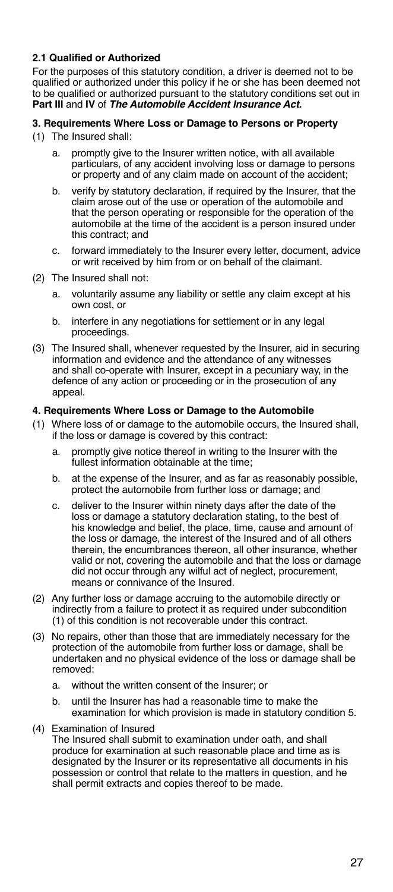**2.1 Qualified or Authorized**

For the purposes of this statutory condition, a driver is deemed not to be qualified or authorized under this policy if he or she has been deemed not to be qualified or authorized pursuant to the statutory conditions set out in **Part III** and **IV** of ***The Automobile Accident Insurance Act.***

**3. Requirements Where Loss or Damage to Persons or Property**

(1) The Insured shall:

a. promptly give to the Insurer written notice, with all available particulars, of any accident involving loss or damage to persons or property and of any claim made on account of the accident;

b. verify by statutory declaration, if required by the Insurer, that the claim arose out of the use or operation of the automobile and that the person operating or responsible for the operation of the automobile at the time of the accident is a person insured under this contract; and

c. forward immediately to the Insurer every letter, document, advice or writ received by him from or on behalf of the claimant.

(2) The Insured shall not:

a. voluntarily assume any liability or settle any claim except at his own cost, or

b. interfere in any negotiations for settlement or in any legal proceedings.

(3) The Insured shall, whenever requested by the Insurer, aid in securing information and evidence and the attendance of any witnesses and shall co-operate with Insurer, except in a pecuniary way, in the defence of any action or proceeding or in the prosecution of any appeal.

**4. Requirements Where Loss or Damage to the Automobile**

(1) Where loss of or damage to the automobile occurs, the Insured shall, if the loss or damage is covered by this contract:

a. promptly give notice thereof in writing to the Insurer with the fullest information obtainable at the time;

b. at the expense of the Insurer, and as far as reasonably possible, protect the automobile from further loss or damage; and

c. deliver to the Insurer within ninety days after the date of the loss or damage a statutory declaration stating, to the best of his knowledge and belief, the place, time, cause and amount of the loss or damage, the interest of the Insured and of all others therein, the encumbrances thereon, all other insurance, whether valid or not, covering the automobile and that the loss or damage did not occur through any wilful act of neglect, procurement, means or connivance of the Insured.

(2) Any further loss or damage accruing to the automobile directly or indirectly from a failure to protect it as required under subcondition (1) of this condition is not recoverable under this contract.

(3) No repairs, other than those that are immediately necessary for the protection of the automobile from further loss or damage, shall be undertaken and no physical evidence of the loss or damage shall be removed:

a. without the written consent of the Insurer; or

b. until the Insurer has had a reasonable time to make the examination for which provision is made in statutory condition 5.

(4) Examination of Insured

The Insured shall submit to examination under oath, and shall produce for examination at such reasonable place and time as is designated by the Insurer or its representative all documents in his possession or control that relate to the matters in question, and he shall permit extracts and copies thereof to be made.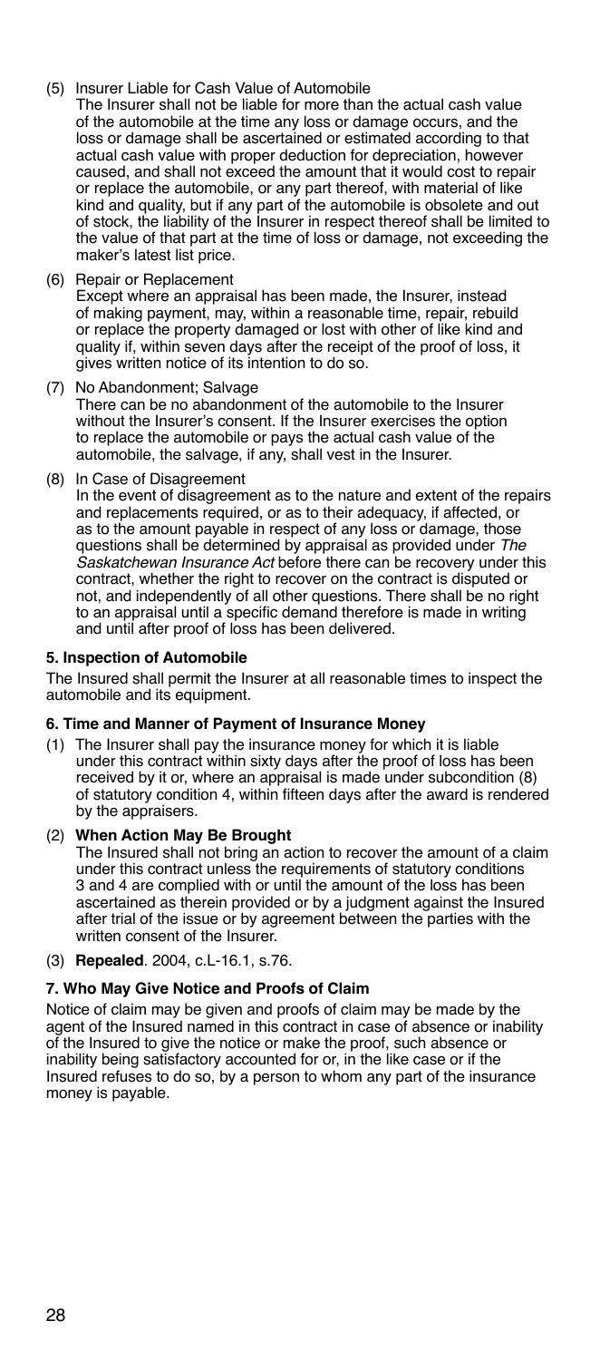(5) Insurer Liable for Cash Value of Automobile
The Insurer shall not be liable for more than the actual cash value of the automobile at the time any loss or damage occurs, and the loss or damage shall be ascertained or estimated according to that actual cash value with proper deduction for depreciation, however caused, and shall not exceed the amount that it would cost to repair or replace the automobile, or any part thereof, with material of like kind and quality, but if any part of the automobile is obsolete and out of stock, the liability of the Insurer in respect thereof shall be limited to the value of that part at the time of loss or damage, not exceeding the maker's latest list price.

(6) Repair or Replacement
Except where an appraisal has been made, the Insurer, instead of making payment, may, within a reasonable time, repair, rebuild or replace the property damaged or lost with other of like kind and quality if, within seven days after the receipt of the proof of loss, it gives written notice of its intention to do so.

(7) No Abandonment; Salvage
There can be no abandonment of the automobile to the Insurer without the Insurer's consent. If the Insurer exercises the option to replace the automobile or pays the actual cash value of the automobile, the salvage, if any, shall vest in the Insurer.

(8) In Case of Disagreement
In the event of disagreement as to the nature and extent of the repairs and replacements required, or as to their adequacy, if affected, or as to the amount payable in respect of any loss or damage, those questions shall be determined by appraisal as provided under *The Saskatchewan Insurance Act* before there can be recovery under this contract, whether the right to recover on the contract is disputed or not, and independently of all other questions. There shall be no right to an appraisal until a specific demand therefore is made in writing and until after proof of loss has been delivered.

**5. Inspection of Automobile**

The Insured shall permit the Insurer at all reasonable times to inspect the automobile and its equipment.

**6. Time and Manner of Payment of Insurance Money**

(1) The Insurer shall pay the insurance money for which it is liable under this contract within sixty days after the proof of loss has been received by it or, where an appraisal is made under subcondition (8) of statutory condition 4, within fifteen days after the award is rendered by the appraisers.

(2) **When Action May Be Brought**
The Insured shall not bring an action to recover the amount of a claim under this contract unless the requirements of statutory conditions 3 and 4 are complied with or until the amount of the loss has been ascertained as therein provided or by a judgment against the Insured after trial of the issue or by agreement between the parties with the written consent of the Insurer.

(3) **Repealed**. 2004, c.L-16.1, s.76.

**7. Who May Give Notice and Proofs of Claim**

Notice of claim may be given and proofs of claim may be made by the agent of the Insured named in this contract in case of absence or inability of the Insured to give the notice or make the proof, such absence or inability being satisfactory accounted for or, in the like case or if the Insured refuses to do so, by a person to whom any part of the insurance money is payable.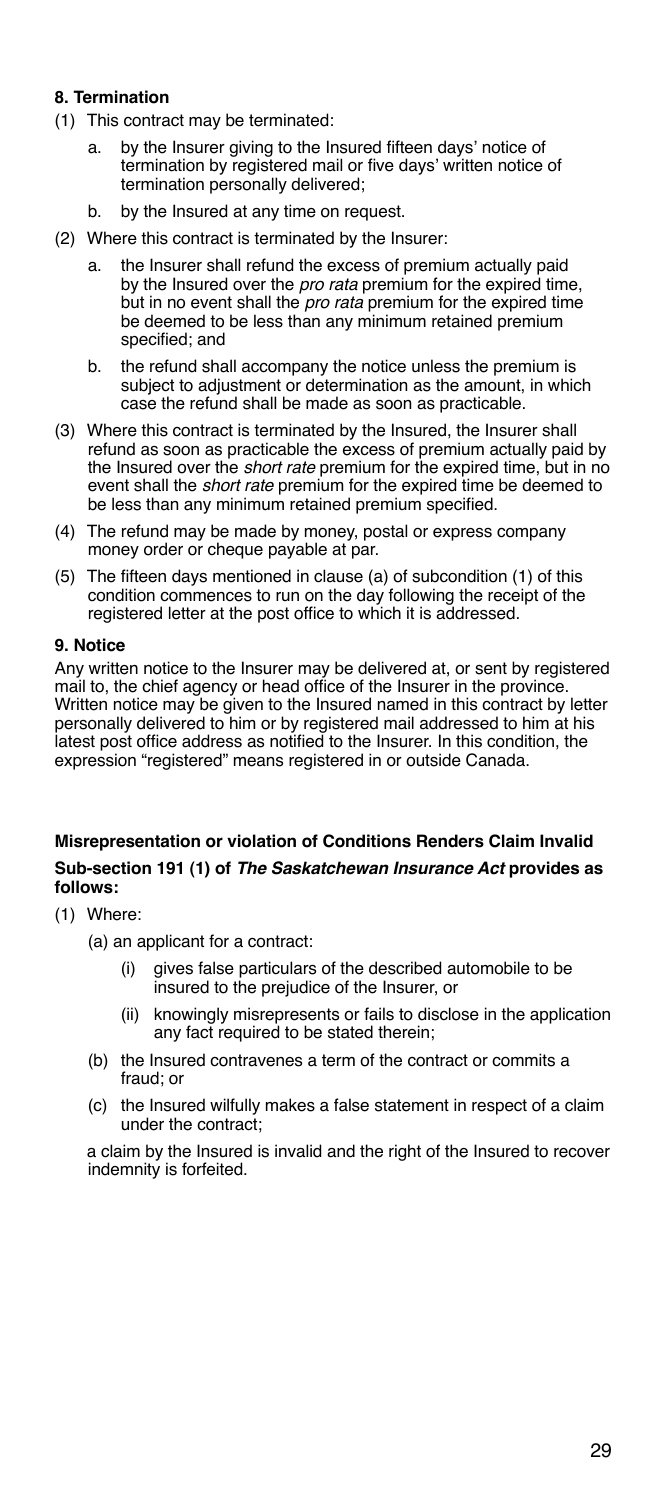#### 8. Termination

(1) This contract may be terminated:

   a. by the Insurer giving to the Insured fifteen days' notice of termination by registered mail or five days' written notice of termination personally delivered;

   b. by the Insured at any time on request.

(2) Where this contract is terminated by the Insurer:

   a. the Insurer shall refund the excess of premium actually paid by the Insured over the *pro rata* premium for the expired time, but in no event shall the *pro rata* premium for the expired time be deemed to be less than any minimum retained premium specified; and

   b. the refund shall accompany the notice unless the premium is subject to adjustment or determination as the amount, in which case the refund shall be made as soon as practicable.

(3) Where this contract is terminated by the Insured, the Insurer shall refund as soon as practicable the excess of premium actually paid by the Insured over the *short rate* premium for the expired time, but in no event shall the *short rate* premium for the expired time be deemed to be less than any minimum retained premium specified.

(4) The refund may be made by money, postal or express company money order or cheque payable at par.

(5) The fifteen days mentioned in clause (a) of subcondition (1) of this condition commences to run on the day following the receipt of the registered letter at the post office to which it is addressed.

#### 9. Notice

Any written notice to the Insurer may be delivered at, or sent by registered mail to, the chief agency or head office of the Insurer in the province. Written notice may be given to the Insured named in this contract by letter personally delivered to him or by registered mail addressed to him at his latest post office address as notified to the Insurer. In this condition, the expression "registered" means registered in or outside Canada.

#### Misrepresentation or violation of Conditions Renders Claim Invalid

**Sub-section 191 (1) of *The Saskatchewan Insurance Act* provides as follows:**

(1) Where:

   (a) an applicant for a contract:

      (i) gives false particulars of the described automobile to be insured to the prejudice of the Insurer, or

      (ii) knowingly misrepresents or fails to disclose in the application any fact required to be stated therein;

   (b) the Insured contravenes a term of the contract or commits a fraud; or

   (c) the Insured wilfully makes a false statement in respect of a claim under the contract;

   a claim by the Insured is invalid and the right of the Insured to recover indemnity is forfeited.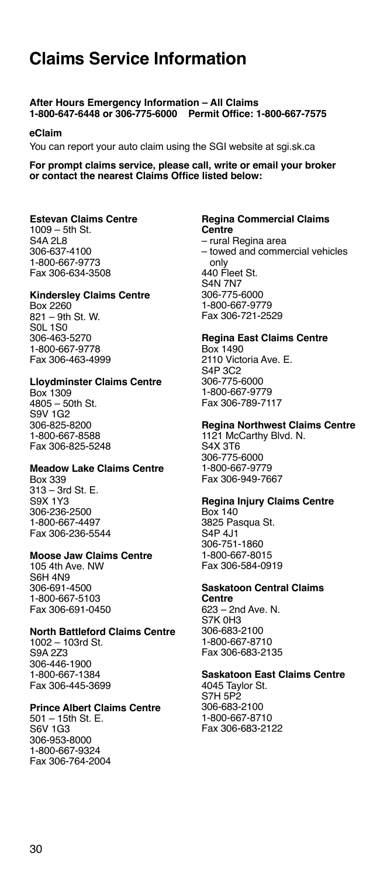# Claims Service Information

**After Hours Emergency Information – All Claims**
**1-800-647-6448 or 306-775-6000 Permit Office: 1-800-667-7575**

**eClaim**

You can report your auto claim using the SGI website at sgi.sk.ca

**For prompt claims service, please call, write or email your broker or contact the nearest Claims Office listed below:**

**Estevan Claims Centre**
1009 – 5th St.
S4A 2L8
306-637-4100
1-800-667-9773
Fax 306-634-3508

**Kindersley Claims Centre**
Box 2260
821 – 9th St. W.
S0L 1S0
306-463-5270
1-800-667-9778
Fax 306-463-4999

**Lloydminster Claims Centre**
Box 1309
4805 – 50th St.
S9V 1G2
306-825-8200
1-800-667-8588
Fax 306-825-5248

**Meadow Lake Claims Centre**
Box 339
313 – 3rd St. E.
S9X 1Y3
306-236-2500
1-800-667-4497
Fax 306-236-5544

**Moose Jaw Claims Centre**
105 4th Ave. NW
S6H 4N9
306-691-4500
1-800-667-5103
Fax 306-691-0450

**North Battleford Claims Centre**
1002 – 103rd St.
S9A 2Z3
306-446-1900
1-800-667-1384
Fax 306-445-3699

**Prince Albert Claims Centre**
501 – 15th St. E.
S6V 1G3
306-953-8000
1-800-667-9324
Fax 306-764-2004

**Regina Commercial Claims Centre**
– rural Regina area
– towed and commercial vehicles only
440 Fleet St.
S4N 7N7
306-775-6000
1-800-667-9779
Fax 306-721-2529

**Regina East Claims Centre**
Box 1490
2110 Victoria Ave. E.
S4P 3C2
306-775-6000
1-800-667-9779
Fax 306-789-7117

**Regina Northwest Claims Centre**
1121 McCarthy Blvd. N.
S4X 3T6
306-775-6000
1-800-667-9779
Fax 306-949-7667

**Regina Injury Claims Centre**
Box 140
3825 Pasqua St.
S4P 4J1
306-751-1860
1-800-667-8015
Fax 306-584-0919

**Saskatoon Central Claims Centre**
623 – 2nd Ave. N.
S7K 0H3
306-683-2100
1-800-667-8710
Fax 306-683-2135

**Saskatoon East Claims Centre**
4045 Taylor St.
S7H 5P2
306-683-2100
1-800-667-8710
Fax 306-683-2122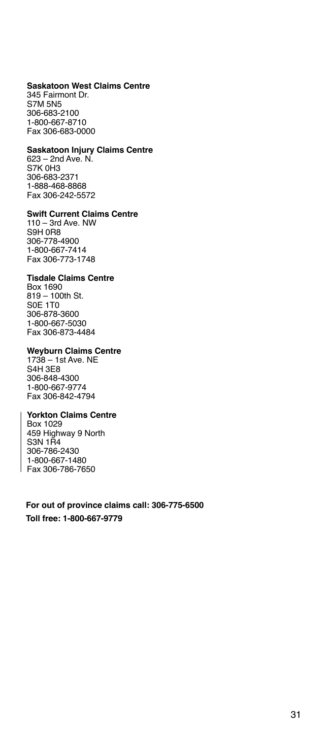**Saskatoon West Claims Centre**
345 Fairmont Dr.
S7M 5N5
306-683-2100
1-800-667-8710
Fax 306-683-0000

**Saskatoon Injury Claims Centre**
623 – 2nd Ave. N.
S7K 0H3
306-683-2371
1-888-468-8868
Fax 306-242-5572

**Swift Current Claims Centre**
110 – 3rd Ave. NW
S9H 0R8
306-778-4900
1-800-667-7414
Fax 306-773-1748

**Tisdale Claims Centre**
Box 1690
819 – 100th St.
S0E 1T0
306-878-3600
1-800-667-5030
Fax 306-873-4484

**Weyburn Claims Centre**
1738 – 1st Ave. NE
S4H 3E8
306-848-4300
1-800-667-9774
Fax 306-842-4794

**Yorkton Claims Centre**
Box 1029
459 Highway 9 North
S3N 1R4
306-786-2430
1-800-667-1480
Fax 306-786-7650

**For out of province claims call: 306-775-6500**
**Toll free: 1-800-667-9779**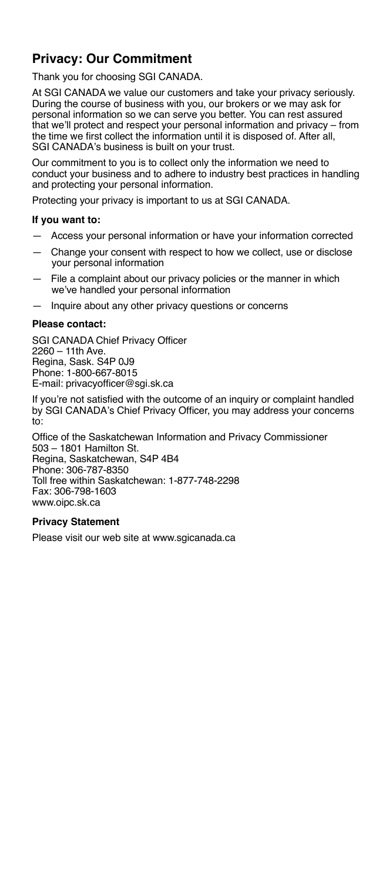## Privacy: Our Commitment

Thank you for choosing SGI CANADA.

At SGI CANADA we value our customers and take your privacy seriously. During the course of business with you, our brokers or we may ask for personal information so we can serve you better. You can rest assured that we'll protect and respect your personal information and privacy – from the time we first collect the information until it is disposed of. After all, SGI CANADA's business is built on your trust.

Our commitment to you is to collect only the information we need to conduct your business and to adhere to industry best practices in handling and protecting your personal information.

Protecting your privacy is important to us at SGI CANADA.

**If you want to:**

- Access your personal information or have your information corrected
- Change your consent with respect to how we collect, use or disclose your personal information
- File a complaint about our privacy policies or the manner in which we've handled your personal information
- Inquire about any other privacy questions or concerns

**Please contact:**

SGI CANADA Chief Privacy Officer
2260 – 11th Ave.
Regina, Sask. S4P 0J9
Phone: 1-800-667-8015
E-mail: privacyofficer@sgi.sk.ca

If you're not satisfied with the outcome of an inquiry or complaint handled by SGI CANADA's Chief Privacy Officer, you may address your concerns to:

Office of the Saskatchewan Information and Privacy Commissioner
503 – 1801 Hamilton St.
Regina, Saskatchewan, S4P 4B4
Phone: 306-787-8350
Toll free within Saskatchewan: 1-877-748-2298
Fax: 306-798-1603
www.oipc.sk.ca

**Privacy Statement**

Please visit our web site at www.sgicanada.ca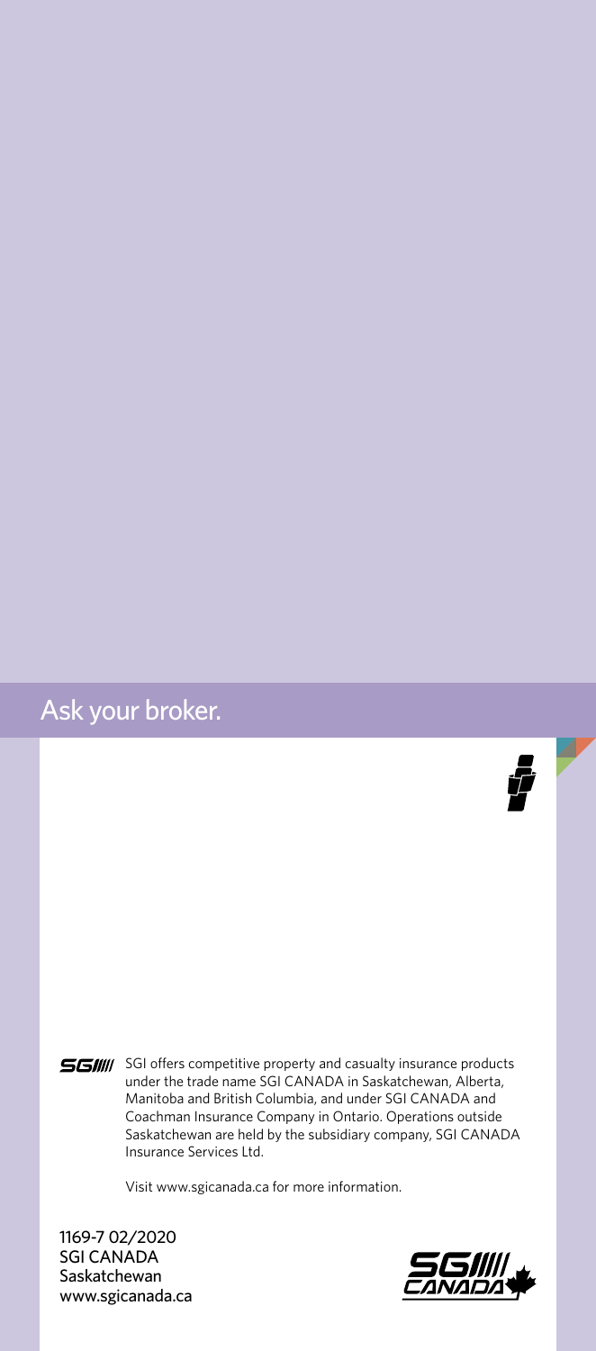## Ask your broker.

SGI offers competitive property and casualty insurance products under the trade name SGI CANADA in Saskatchewan, Alberta, Manitoba and British Columbia, and under SGI CANADA and Coachman Insurance Company in Ontario. Operations outside Saskatchewan are held by the subsidiary company, SGI CANADA Insurance Services Ltd.

Visit www.sgicanada.ca for more information.

1169-7 02/2020
SGI CANADA
Saskatchewan
www.sgicanada.ca